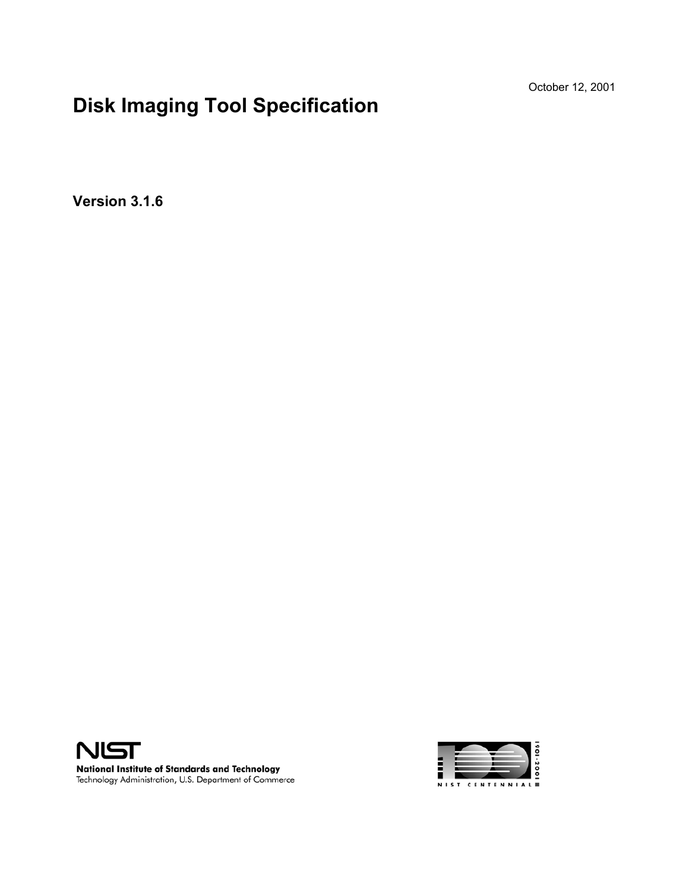October 12, 2001

# Disk Imaging Tool Specification

**Version 3.1.6**

**National Institute of Standards and Technology**
Technology Administration, U.S. Department of Commerce

1901 - 2001
NIST CENTENNIAL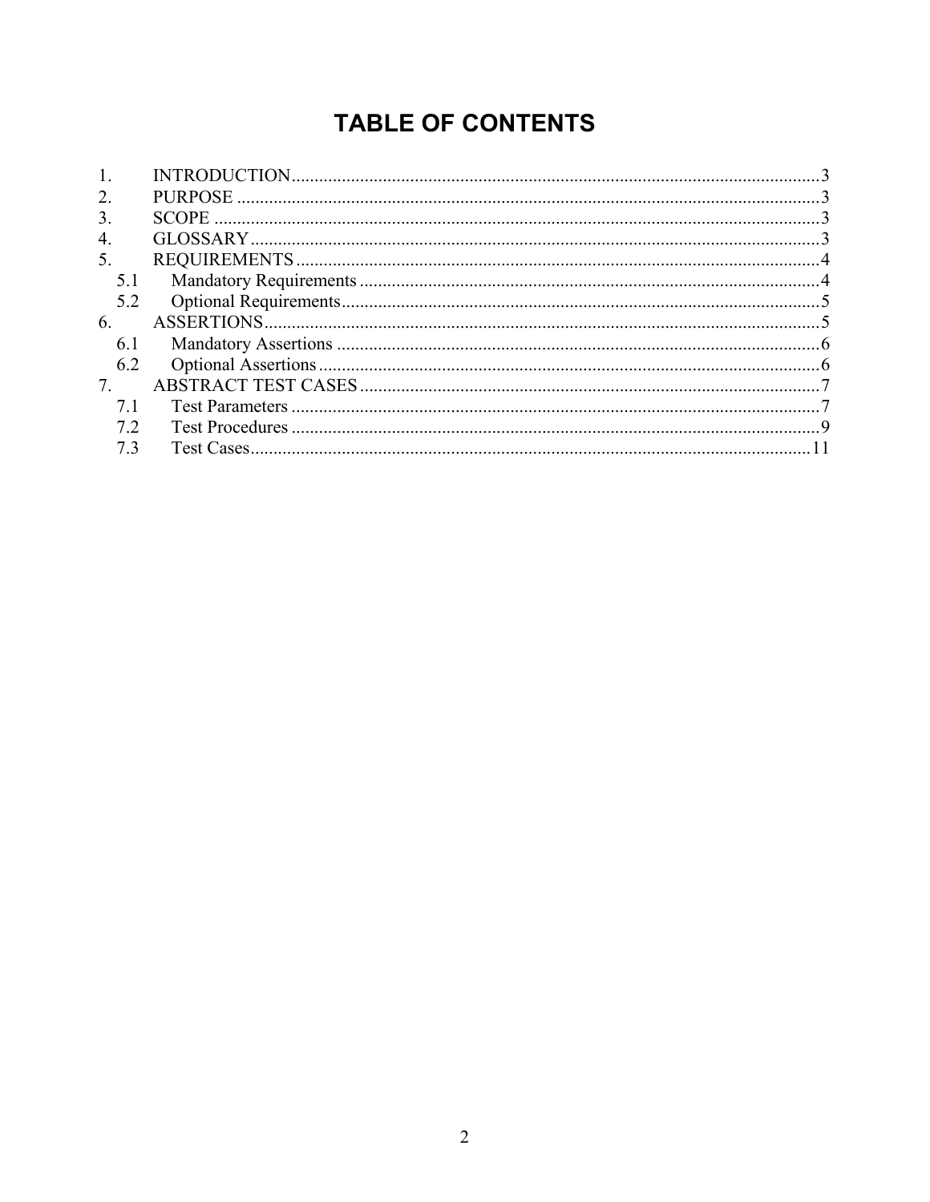# TABLE OF CONTENTS

1. INTRODUCTION....................................................................................................................3
2. PURPOSE ................................................................................................................................3
3. SCOPE .....................................................................................................................................3
4. GLOSSARY.............................................................................................................................3
5. REQUIREMENTS ...................................................................................................................4
   - 5.1 Mandatory Requirements .....................................................................................................4
   - 5.2 Optional Requirements.........................................................................................................5
6. ASSERTIONS..........................................................................................................................5
   - 6.1 Mandatory Assertions ...........................................................................................................6
   - 6.2 Optional Assertions...............................................................................................................6
7. ABSTRACT TEST CASES .....................................................................................................7
   - 7.1 Test Parameters .....................................................................................................................7
   - 7.2 Test Procedures .....................................................................................................................9
   - 7.3 Test Cases............................................................................................................................11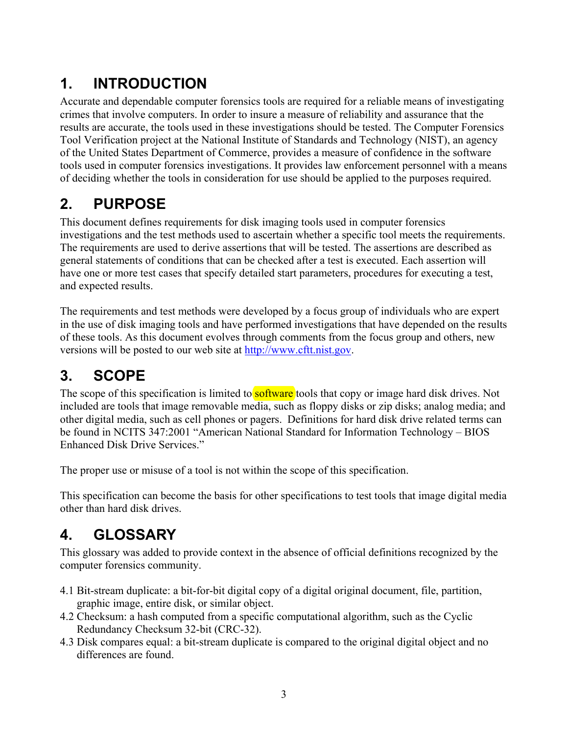# 1. INTRODUCTION

Accurate and dependable computer forensics tools are required for a reliable means of investigating crimes that involve computers. In order to insure a measure of reliability and assurance that the results are accurate, the tools used in these investigations should be tested. The Computer Forensics Tool Verification project at the National Institute of Standards and Technology (NIST), an agency of the United States Department of Commerce, provides a measure of confidence in the software tools used in computer forensics investigations. It provides law enforcement personnel with a means of deciding whether the tools in consideration for use should be applied to the purposes required.

# 2. PURPOSE

This document defines requirements for disk imaging tools used in computer forensics investigations and the test methods used to ascertain whether a specific tool meets the requirements. The requirements are used to derive assertions that will be tested. The assertions are described as general statements of conditions that can be checked after a test is executed. Each assertion will have one or more test cases that specify detailed start parameters, procedures for executing a test, and expected results.

The requirements and test methods were developed by a focus group of individuals who are expert in the use of disk imaging tools and have performed investigations that have depended on the results of these tools. As this document evolves through comments from the focus group and others, new versions will be posted to our web site at http://www.cftt.nist.gov.

# 3. SCOPE

The scope of this specification is limited to software tools that copy or image hard disk drives. Not included are tools that image removable media, such as floppy disks or zip disks; analog media; and other digital media, such as cell phones or pagers. Definitions for hard disk drive related terms can be found in NCITS 347:2001 "American National Standard for Information Technology – BIOS Enhanced Disk Drive Services."

The proper use or misuse of a tool is not within the scope of this specification.

This specification can become the basis for other specifications to test tools that image digital media other than hard disk drives.

# 4. GLOSSARY

This glossary was added to provide context in the absence of official definitions recognized by the computer forensics community.

4.1 Bit-stream duplicate: a bit-for-bit digital copy of a digital original document, file, partition, graphic image, entire disk, or similar object.

4.2 Checksum: a hash computed from a specific computational algorithm, such as the Cyclic Redundancy Checksum 32-bit (CRC-32).

4.3 Disk compares equal: a bit-stream duplicate is compared to the original digital object and no differences are found.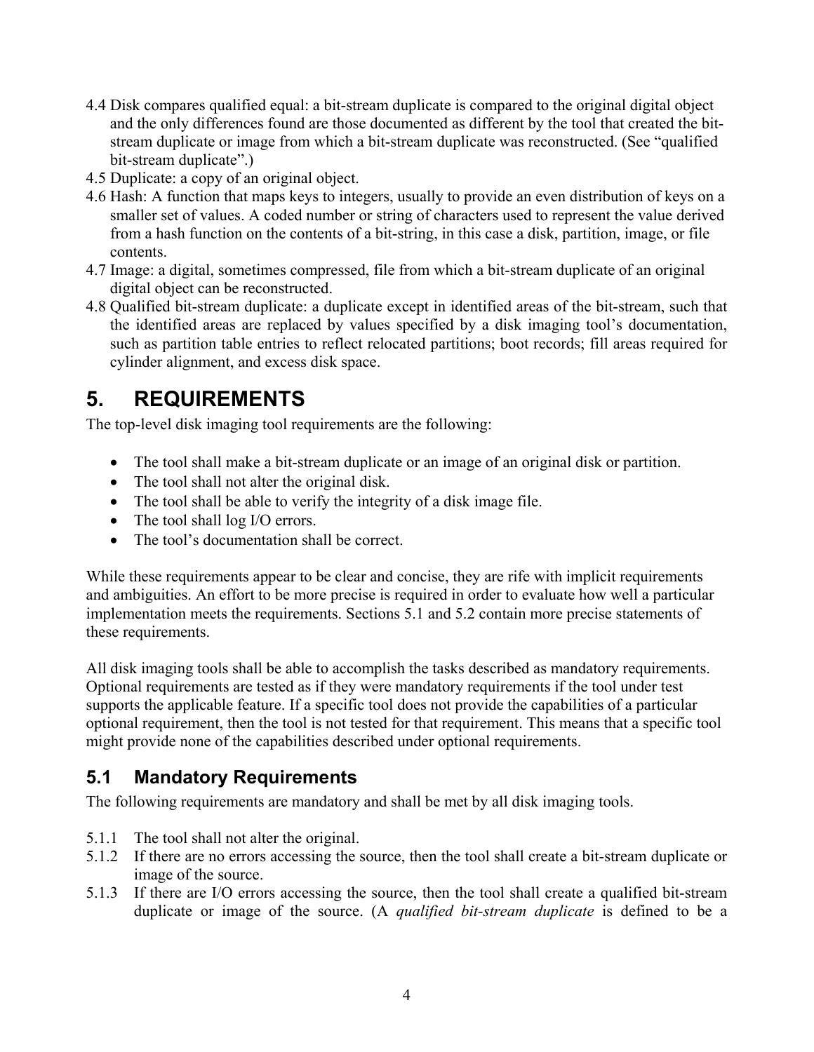4.4 Disk compares qualified equal: a bit-stream duplicate is compared to the original digital object and the only differences found are those documented as different by the tool that created the bit-stream duplicate or image from which a bit-stream duplicate was reconstructed. (See "qualified bit-stream duplicate".)

4.5 Duplicate: a copy of an original object.

4.6 Hash: A function that maps keys to integers, usually to provide an even distribution of keys on a smaller set of values. A coded number or string of characters used to represent the value derived from a hash function on the contents of a bit-string, in this case a disk, partition, image, or file contents.

4.7 Image: a digital, sometimes compressed, file from which a bit-stream duplicate of an original digital object can be reconstructed.

4.8 Qualified bit-stream duplicate: a duplicate except in identified areas of the bit-stream, such that the identified areas are replaced by values specified by a disk imaging tool's documentation, such as partition table entries to reflect relocated partitions; boot records; fill areas required for cylinder alignment, and excess disk space.

# 5. REQUIREMENTS

The top-level disk imaging tool requirements are the following:

- The tool shall make a bit-stream duplicate or an image of an original disk or partition.
- The tool shall not alter the original disk.
- The tool shall be able to verify the integrity of a disk image file.
- The tool shall log I/O errors.
- The tool's documentation shall be correct.

While these requirements appear to be clear and concise, they are rife with implicit requirements and ambiguities. An effort to be more precise is required in order to evaluate how well a particular implementation meets the requirements. Sections 5.1 and 5.2 contain more precise statements of these requirements.

All disk imaging tools shall be able to accomplish the tasks described as mandatory requirements. Optional requirements are tested as if they were mandatory requirements if the tool under test supports the applicable feature. If a specific tool does not provide the capabilities of a particular optional requirement, then the tool is not tested for that requirement. This means that a specific tool might provide none of the capabilities described under optional requirements.

## 5.1 Mandatory Requirements

The following requirements are mandatory and shall be met by all disk imaging tools.

5.1.1 The tool shall not alter the original.

5.1.2 If there are no errors accessing the source, then the tool shall create a bit-stream duplicate or image of the source.

5.1.3 If there are I/O errors accessing the source, then the tool shall create a qualified bit-stream duplicate or image of the source. (A *qualified bit-stream duplicate* is defined to be a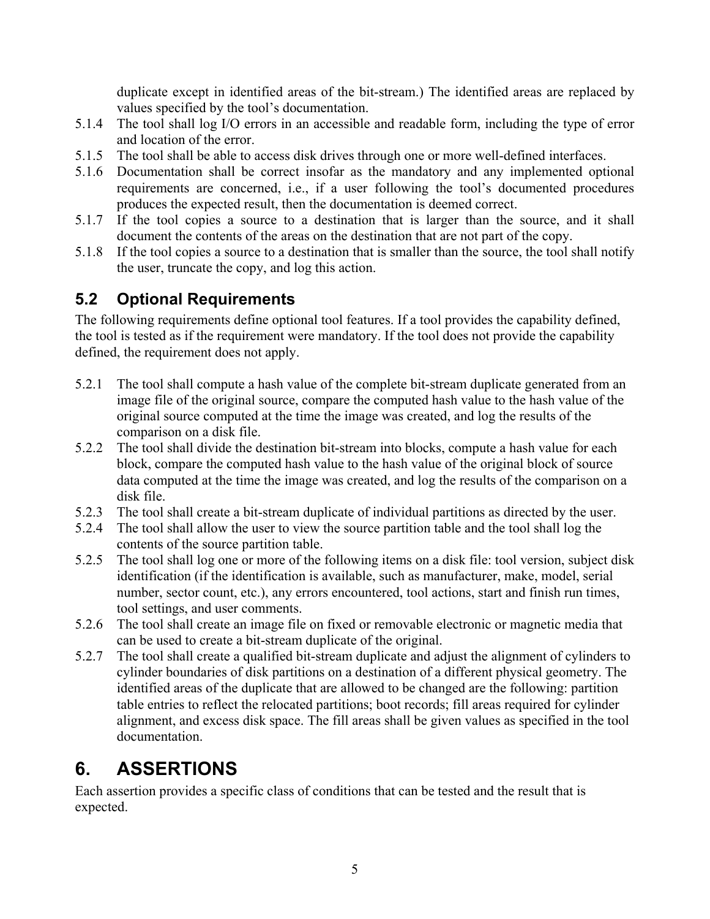duplicate except in identified areas of the bit-stream.) The identified areas are replaced by values specified by the tool's documentation.

5.1.4 The tool shall log I/O errors in an accessible and readable form, including the type of error and location of the error.

5.1.5 The tool shall be able to access disk drives through one or more well-defined interfaces.

5.1.6 Documentation shall be correct insofar as the mandatory and any implemented optional requirements are concerned, i.e., if a user following the tool's documented procedures produces the expected result, then the documentation is deemed correct.

5.1.7 If the tool copies a source to a destination that is larger than the source, and it shall document the contents of the areas on the destination that are not part of the copy.

5.1.8 If the tool copies a source to a destination that is smaller than the source, the tool shall notify the user, truncate the copy, and log this action.

## 5.2 Optional Requirements

The following requirements define optional tool features. If a tool provides the capability defined, the tool is tested as if the requirement were mandatory. If the tool does not provide the capability defined, the requirement does not apply.

5.2.1 The tool shall compute a hash value of the complete bit-stream duplicate generated from an image file of the original source, compare the computed hash value to the hash value of the original source computed at the time the image was created, and log the results of the comparison on a disk file.

5.2.2 The tool shall divide the destination bit-stream into blocks, compute a hash value for each block, compare the computed hash value to the hash value of the original block of source data computed at the time the image was created, and log the results of the comparison on a disk file.

5.2.3 The tool shall create a bit-stream duplicate of individual partitions as directed by the user.

5.2.4 The tool shall allow the user to view the source partition table and the tool shall log the contents of the source partition table.

5.2.5 The tool shall log one or more of the following items on a disk file: tool version, subject disk identification (if the identification is available, such as manufacturer, make, model, serial number, sector count, etc.), any errors encountered, tool actions, start and finish run times, tool settings, and user comments.

5.2.6 The tool shall create an image file on fixed or removable electronic or magnetic media that can be used to create a bit-stream duplicate of the original.

5.2.7 The tool shall create a qualified bit-stream duplicate and adjust the alignment of cylinders to cylinder boundaries of disk partitions on a destination of a different physical geometry. The identified areas of the duplicate that are allowed to be changed are the following: partition table entries to reflect the relocated partitions; boot records; fill areas required for cylinder alignment, and excess disk space. The fill areas shall be given values as specified in the tool documentation.

# 6. ASSERTIONS

Each assertion provides a specific class of conditions that can be tested and the result that is expected.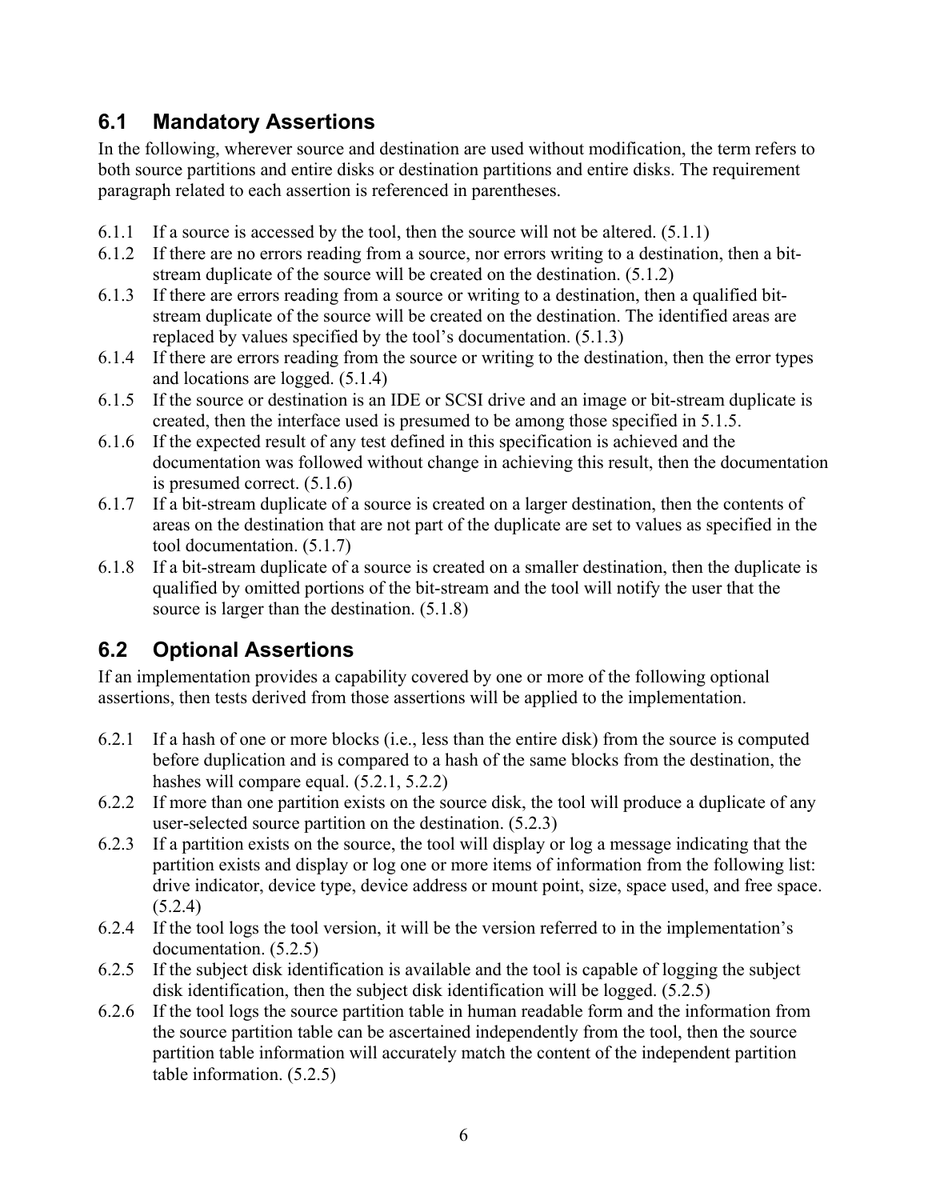## 6.1 Mandatory Assertions

In the following, wherever source and destination are used without modification, the term refers to both source partitions and entire disks or destination partitions and entire disks. The requirement paragraph related to each assertion is referenced in parentheses.

6.1.1 If a source is accessed by the tool, then the source will not be altered. (5.1.1)

6.1.2 If there are no errors reading from a source, nor errors writing to a destination, then a bit-stream duplicate of the source will be created on the destination. (5.1.2)

6.1.3 If there are errors reading from a source or writing to a destination, then a qualified bit-stream duplicate of the source will be created on the destination. The identified areas are replaced by values specified by the tool's documentation. (5.1.3)

6.1.4 If there are errors reading from the source or writing to the destination, then the error types and locations are logged. (5.1.4)

6.1.5 If the source or destination is an IDE or SCSI drive and an image or bit-stream duplicate is created, then the interface used is presumed to be among those specified in 5.1.5.

6.1.6 If the expected result of any test defined in this specification is achieved and the documentation was followed without change in achieving this result, then the documentation is presumed correct. (5.1.6)

6.1.7 If a bit-stream duplicate of a source is created on a larger destination, then the contents of areas on the destination that are not part of the duplicate are set to values as specified in the tool documentation. (5.1.7)

6.1.8 If a bit-stream duplicate of a source is created on a smaller destination, then the duplicate is qualified by omitted portions of the bit-stream and the tool will notify the user that the source is larger than the destination. (5.1.8)

## 6.2 Optional Assertions

If an implementation provides a capability covered by one or more of the following optional assertions, then tests derived from those assertions will be applied to the implementation.

6.2.1 If a hash of one or more blocks (i.e., less than the entire disk) from the source is computed before duplication and is compared to a hash of the same blocks from the destination, the hashes will compare equal. (5.2.1, 5.2.2)

6.2.2 If more than one partition exists on the source disk, the tool will produce a duplicate of any user-selected source partition on the destination. (5.2.3)

6.2.3 If a partition exists on the source, the tool will display or log a message indicating that the partition exists and display or log one or more items of information from the following list: drive indicator, device type, device address or mount point, size, space used, and free space. (5.2.4)

6.2.4 If the tool logs the tool version, it will be the version referred to in the implementation's documentation. (5.2.5)

6.2.5 If the subject disk identification is available and the tool is capable of logging the subject disk identification, then the subject disk identification will be logged. (5.2.5)

6.2.6 If the tool logs the source partition table in human readable form and the information from the source partition table can be ascertained independently from the tool, then the source partition table information will accurately match the content of the independent partition table information. (5.2.5)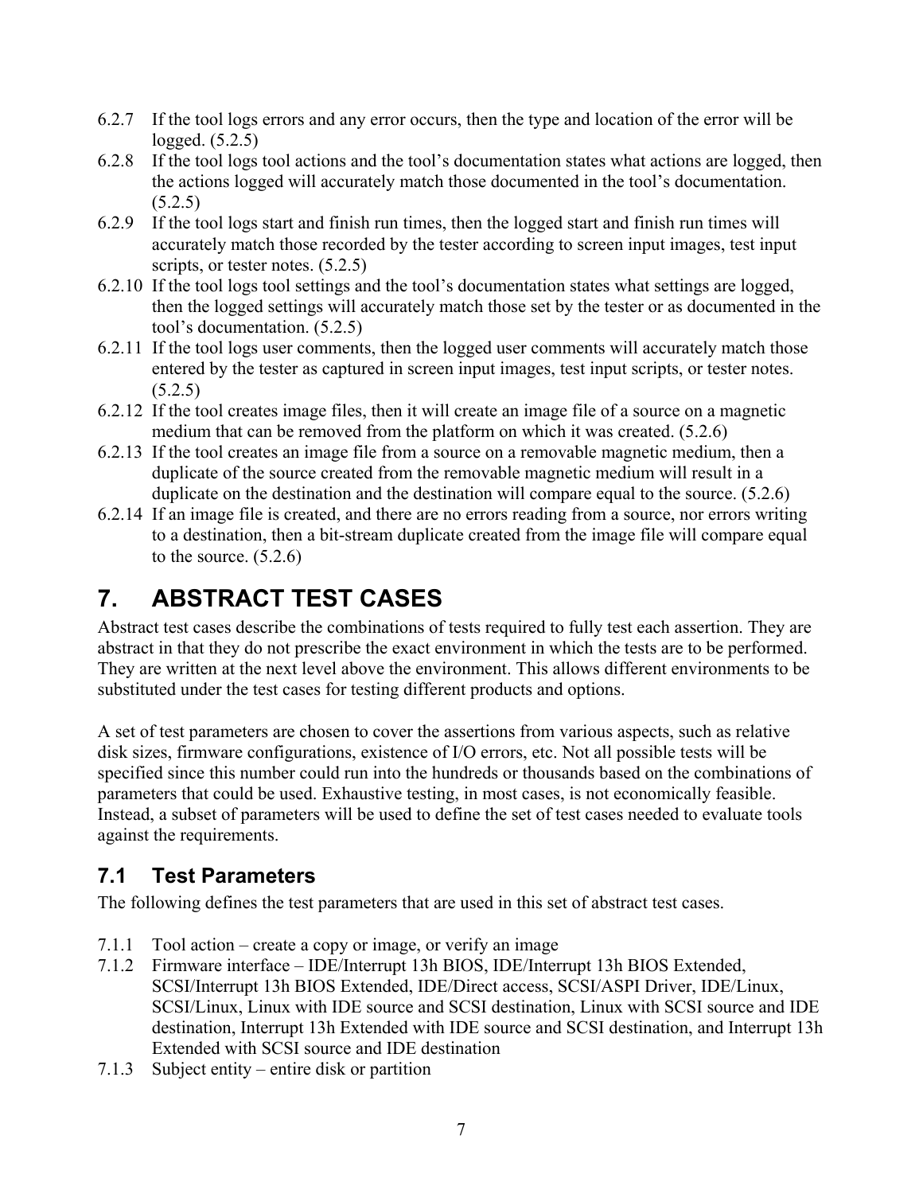6.2.7 If the tool logs errors and any error occurs, then the type and location of the error will be logged. (5.2.5)

6.2.8 If the tool logs tool actions and the tool's documentation states what actions are logged, then the actions logged will accurately match those documented in the tool's documentation. (5.2.5)

6.2.9 If the tool logs start and finish run times, then the logged start and finish run times will accurately match those recorded by the tester according to screen input images, test input scripts, or tester notes. (5.2.5)

6.2.10 If the tool logs tool settings and the tool's documentation states what settings are logged, then the logged settings will accurately match those set by the tester or as documented in the tool's documentation. (5.2.5)

6.2.11 If the tool logs user comments, then the logged user comments will accurately match those entered by the tester as captured in screen input images, test input scripts, or tester notes. (5.2.5)

6.2.12 If the tool creates image files, then it will create an image file of a source on a magnetic medium that can be removed from the platform on which it was created. (5.2.6)

6.2.13 If the tool creates an image file from a source on a removable magnetic medium, then a duplicate of the source created from the removable magnetic medium will result in a duplicate on the destination and the destination will compare equal to the source. (5.2.6)

6.2.14 If an image file is created, and there are no errors reading from a source, nor errors writing to a destination, then a bit-stream duplicate created from the image file will compare equal to the source. (5.2.6)

# 7. ABSTRACT TEST CASES

Abstract test cases describe the combinations of tests required to fully test each assertion. They are abstract in that they do not prescribe the exact environment in which the tests are to be performed. They are written at the next level above the environment. This allows different environments to be substituted under the test cases for testing different products and options.

A set of test parameters are chosen to cover the assertions from various aspects, such as relative disk sizes, firmware configurations, existence of I/O errors, etc. Not all possible tests will be specified since this number could run into the hundreds or thousands based on the combinations of parameters that could be used. Exhaustive testing, in most cases, is not economically feasible. Instead, a subset of parameters will be used to define the set of test cases needed to evaluate tools against the requirements.

## 7.1 Test Parameters

The following defines the test parameters that are used in this set of abstract test cases.

7.1.1 Tool action – create a copy or image, or verify an image

7.1.2 Firmware interface – IDE/Interrupt 13h BIOS, IDE/Interrupt 13h BIOS Extended, SCSI/Interrupt 13h BIOS Extended, IDE/Direct access, SCSI/ASPI Driver, IDE/Linux, SCSI/Linux, Linux with IDE source and SCSI destination, Linux with SCSI source and IDE destination, Interrupt 13h Extended with IDE source and SCSI destination, and Interrupt 13h Extended with SCSI source and IDE destination

7.1.3 Subject entity – entire disk or partition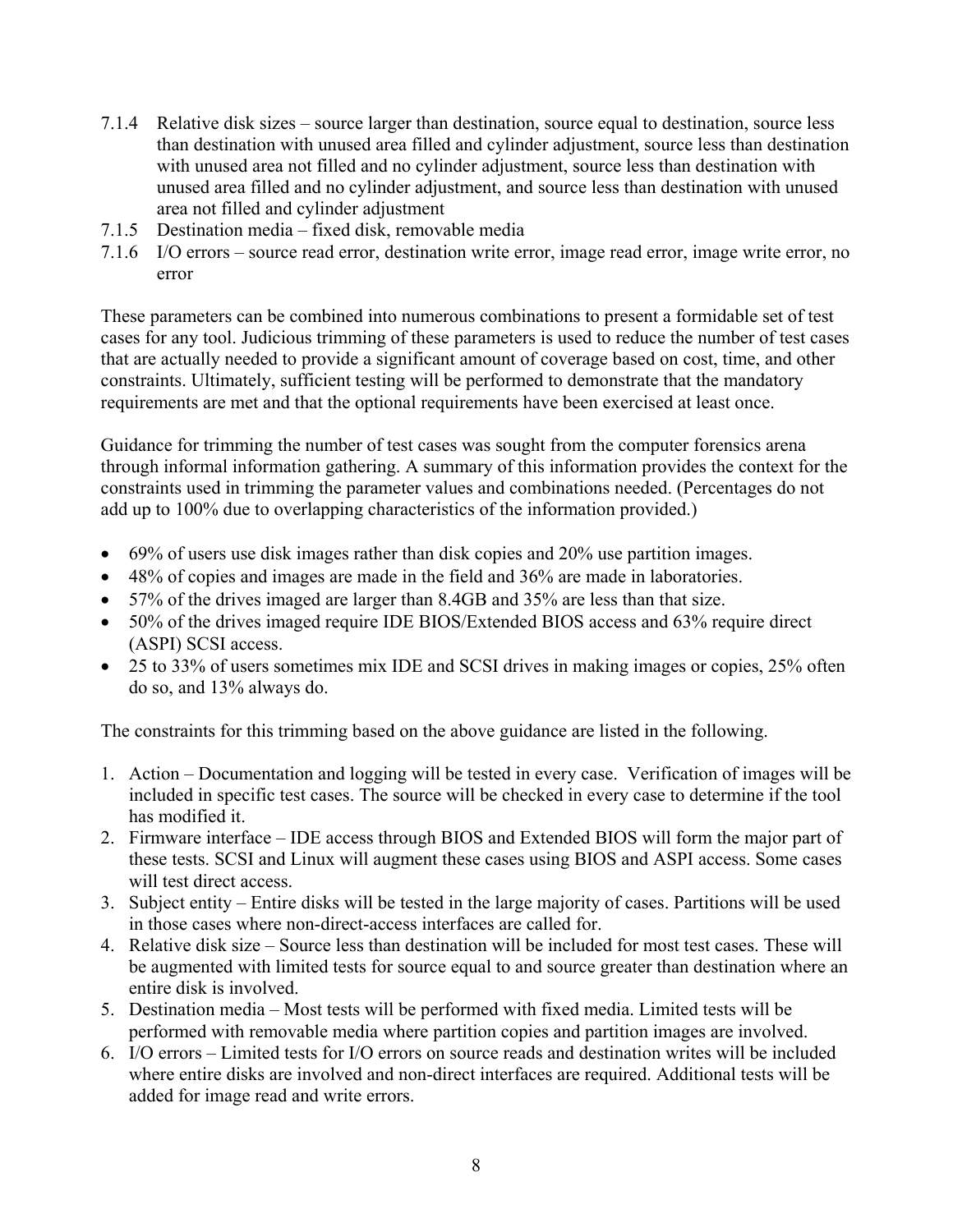7.1.4 Relative disk sizes – source larger than destination, source equal to destination, source less than destination with unused area filled and cylinder adjustment, source less than destination with unused area not filled and no cylinder adjustment, source less than destination with unused area filled and no cylinder adjustment, and source less than destination with unused area not filled and cylinder adjustment

7.1.5 Destination media – fixed disk, removable media

7.1.6 I/O errors – source read error, destination write error, image read error, image write error, no error

These parameters can be combined into numerous combinations to present a formidable set of test cases for any tool. Judicious trimming of these parameters is used to reduce the number of test cases that are actually needed to provide a significant amount of coverage based on cost, time, and other constraints. Ultimately, sufficient testing will be performed to demonstrate that the mandatory requirements are met and that the optional requirements have been exercised at least once.

Guidance for trimming the number of test cases was sought from the computer forensics arena through informal information gathering. A summary of this information provides the context for the constraints used in trimming the parameter values and combinations needed. (Percentages do not add up to 100% due to overlapping characteristics of the information provided.)

- 69% of users use disk images rather than disk copies and 20% use partition images.
- 48% of copies and images are made in the field and 36% are made in laboratories.
- 57% of the drives imaged are larger than 8.4GB and 35% are less than that size.
- 50% of the drives imaged require IDE BIOS/Extended BIOS access and 63% require direct (ASPI) SCSI access.
- 25 to 33% of users sometimes mix IDE and SCSI drives in making images or copies, 25% often do so, and 13% always do.

The constraints for this trimming based on the above guidance are listed in the following.

1. Action – Documentation and logging will be tested in every case. Verification of images will be included in specific test cases. The source will be checked in every case to determine if the tool has modified it.
2. Firmware interface – IDE access through BIOS and Extended BIOS will form the major part of these tests. SCSI and Linux will augment these cases using BIOS and ASPI access. Some cases will test direct access.
3. Subject entity – Entire disks will be tested in the large majority of cases. Partitions will be used in those cases where non-direct-access interfaces are called for.
4. Relative disk size – Source less than destination will be included for most test cases. These will be augmented with limited tests for source equal to and source greater than destination where an entire disk is involved.
5. Destination media – Most tests will be performed with fixed media. Limited tests will be performed with removable media where partition copies and partition images are involved.
6. I/O errors – Limited tests for I/O errors on source reads and destination writes will be included where entire disks are involved and non-direct interfaces are required. Additional tests will be added for image read and write errors.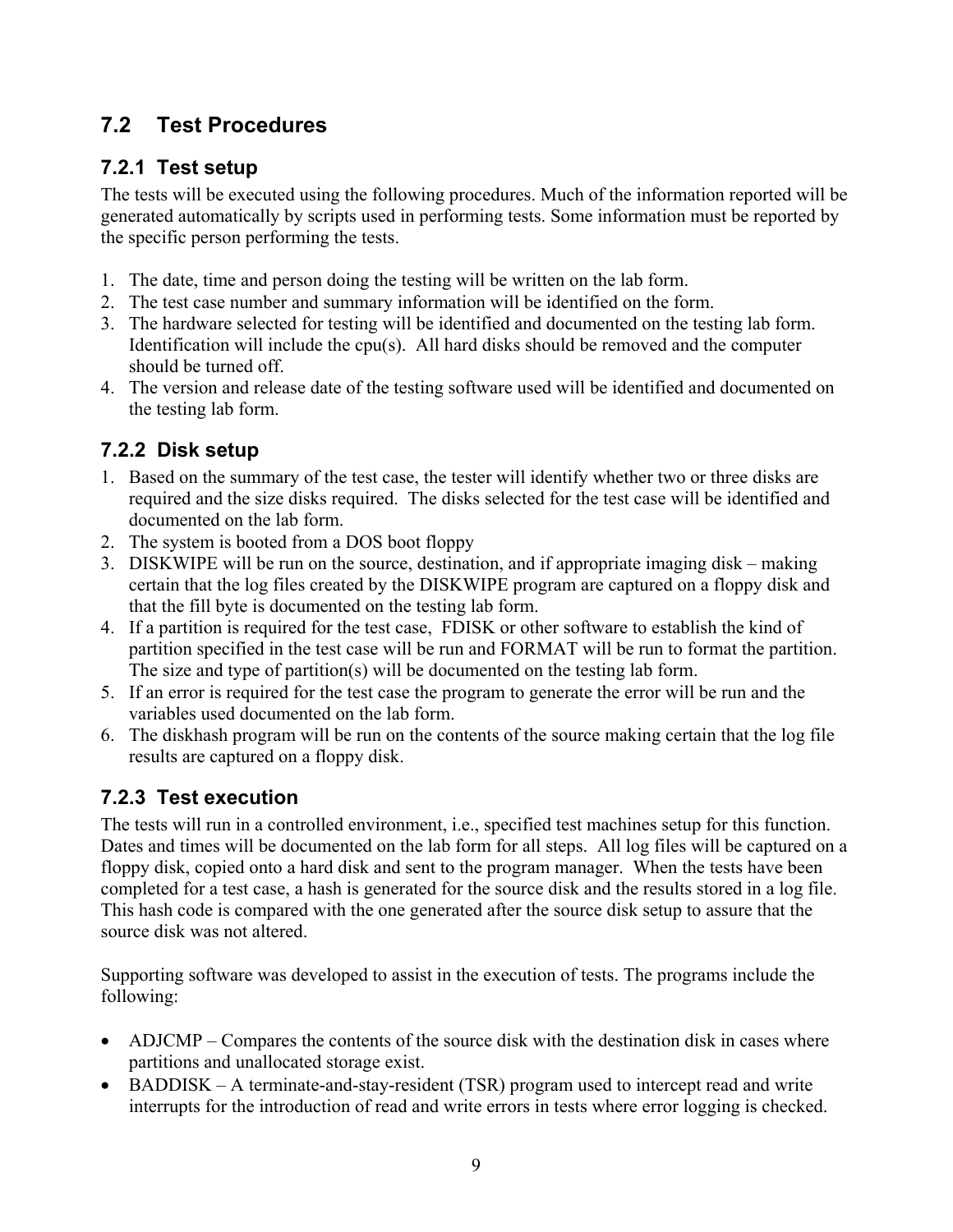## 7.2 Test Procedures

### 7.2.1 Test setup

The tests will be executed using the following procedures. Much of the information reported will be generated automatically by scripts used in performing tests. Some information must be reported by the specific person performing the tests.

1. The date, time and person doing the testing will be written on the lab form.
2. The test case number and summary information will be identified on the form.
3. The hardware selected for testing will be identified and documented on the testing lab form. Identification will include the cpu(s). All hard disks should be removed and the computer should be turned off.
4. The version and release date of the testing software used will be identified and documented on the testing lab form.

### 7.2.2 Disk setup

1. Based on the summary of the test case, the tester will identify whether two or three disks are required and the size disks required. The disks selected for the test case will be identified and documented on the lab form.
2. The system is booted from a DOS boot floppy
3. DISKWIPE will be run on the source, destination, and if appropriate imaging disk – making certain that the log files created by the DISKWIPE program are captured on a floppy disk and that the fill byte is documented on the testing lab form.
4. If a partition is required for the test case, FDISK or other software to establish the kind of partition specified in the test case will be run and FORMAT will be run to format the partition. The size and type of partition(s) will be documented on the testing lab form.
5. If an error is required for the test case the program to generate the error will be run and the variables used documented on the lab form.
6. The diskhash program will be run on the contents of the source making certain that the log file results are captured on a floppy disk.

### 7.2.3 Test execution

The tests will run in a controlled environment, i.e., specified test machines setup for this function. Dates and times will be documented on the lab form for all steps. All log files will be captured on a floppy disk, copied onto a hard disk and sent to the program manager. When the tests have been completed for a test case, a hash is generated for the source disk and the results stored in a log file. This hash code is compared with the one generated after the source disk setup to assure that the source disk was not altered.

Supporting software was developed to assist in the execution of tests. The programs include the following:

- ADJCMP – Compares the contents of the source disk with the destination disk in cases where partitions and unallocated storage exist.
- BADDISK – A terminate-and-stay-resident (TSR) program used to intercept read and write interrupts for the introduction of read and write errors in tests where error logging is checked.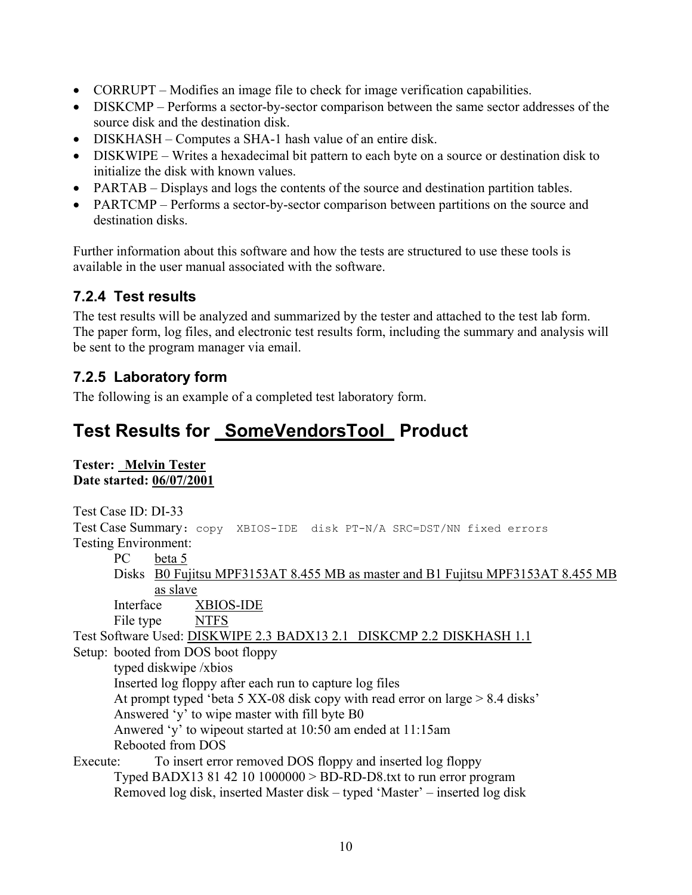- CORRUPT – Modifies an image file to check for image verification capabilities.
- DISKCMP – Performs a sector-by-sector comparison between the same sector addresses of the source disk and the destination disk.
- DISKHASH – Computes a SHA-1 hash value of an entire disk.
- DISKWIPE – Writes a hexadecimal bit pattern to each byte on a source or destination disk to initialize the disk with known values.
- PARTAB – Displays and logs the contents of the source and destination partition tables.
- PARTCMP – Performs a sector-by-sector comparison between partitions on the source and destination disks.

Further information about this software and how the tests are structured to use these tools is available in the user manual associated with the software.

### 7.2.4 Test results

The test results will be analyzed and summarized by the tester and attached to the test lab form. The paper form, log files, and electronic test results form, including the summary and analysis will be sent to the program manager via email.

### 7.2.5 Laboratory form

The following is an example of a completed test laboratory form.

## Test Results for SomeVendorsTool Product

**Tester:** **Melvin Tester**
**Date started:** **06/07/2001**

Test Case ID: DI-33
Test Case Summary: `copy  XBIOS-IDE  disk PT-N/A SRC=DST/NN fixed errors`
Testing Environment:

PC beta 5
Disks B0 Fujitsu MPF3153AT 8.455 MB as master and B1 Fujitsu MPF3153AT 8.455 MB as slave
Interface XBIOS-IDE
File type NTFS

Test Software Used: DISKWIPE 2.3 BADX13 2.1 DISKCMP 2.2 DISKHASH 1.1
Setup: booted from DOS boot floppy
typed diskwipe /xbios
Inserted log floppy after each run to capture log files
At prompt typed 'beta 5 XX-08 disk copy with read error on large > 8.4 disks'
Answered 'y' to wipe master with fill byte B0
Anwered 'y' to wipeout started at 10:50 am ended at 11:15am
Rebooted from DOS

Execute: To insert error removed DOS floppy and inserted log floppy
Typed BADX13 81 42 10 1000000 > BD-RD-D8.txt to run error program
Removed log disk, inserted Master disk – typed 'Master' – inserted log disk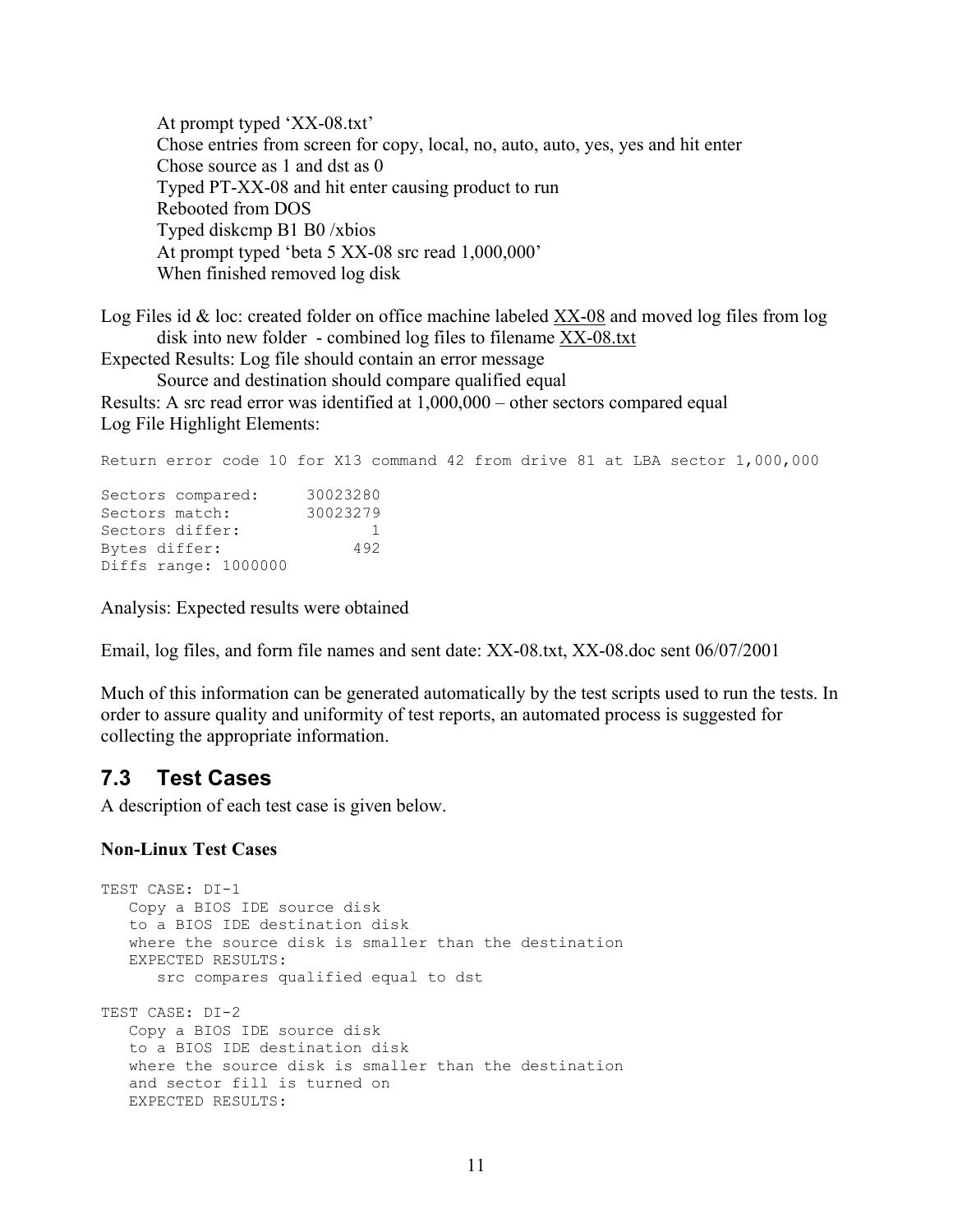At prompt typed 'XX-08.txt'
Chose entries from screen for copy, local, no, auto, auto, yes, yes and hit enter
Chose source as 1 and dst as 0
Typed PT-XX-08 and hit enter causing product to run
Rebooted from DOS
Typed diskcmp B1 B0 /xbios
At prompt typed 'beta 5 XX-08 src read 1,000,000'
When finished removed log disk

Log Files id & loc: created folder on office machine labeled XX-08 and moved log files from log disk into new folder - combined log files to filename XX-08.txt

Expected Results: Log file should contain an error message
Source and destination should compare qualified equal

Results: A src read error was identified at 1,000,000 – other sectors compared equal

Log File Highlight Elements:

```
Return error code 10 for X13 command 42 from drive 81 at LBA sector 1,000,000

Sectors compared:     30023280
Sectors match:        30023279
Sectors differ:              1
Bytes differ:              492
Diffs range: 1000000
```

Analysis: Expected results were obtained

Email, log files, and form file names and sent date: XX-08.txt, XX-08.doc sent 06/07/2001

Much of this information can be generated automatically by the test scripts used to run the tests. In order to assure quality and uniformity of test reports, an automated process is suggested for collecting the appropriate information.

## 7.3 Test Cases

A description of each test case is given below.

**Non-Linux Test Cases**

```
TEST CASE: DI-1
   Copy a BIOS IDE source disk
   to a BIOS IDE destination disk
   where the source disk is smaller than the destination
   EXPECTED RESULTS:
      src compares qualified equal to dst

TEST CASE: DI-2
   Copy a BIOS IDE source disk
   to a BIOS IDE destination disk
   where the source disk is smaller than the destination
   and sector fill is turned on
   EXPECTED RESULTS:
```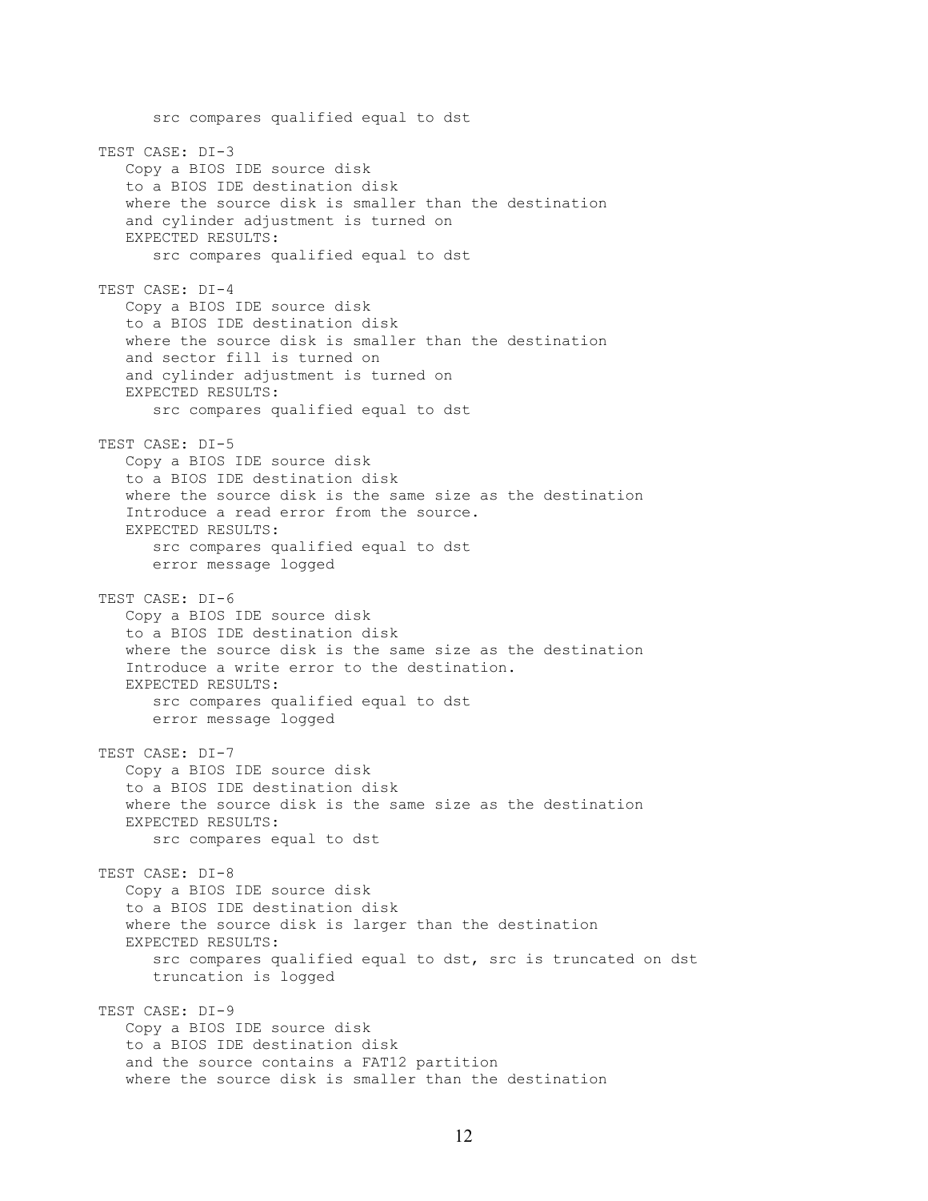```
      src compares qualified equal to dst

TEST CASE: DI-3
   Copy a BIOS IDE source disk
   to a BIOS IDE destination disk
   where the source disk is smaller than the destination
   and cylinder adjustment is turned on
   EXPECTED RESULTS:
      src compares qualified equal to dst

TEST CASE: DI-4
   Copy a BIOS IDE source disk
   to a BIOS IDE destination disk
   where the source disk is smaller than the destination
   and sector fill is turned on
   and cylinder adjustment is turned on
   EXPECTED RESULTS:
      src compares qualified equal to dst

TEST CASE: DI-5
   Copy a BIOS IDE source disk
   to a BIOS IDE destination disk
   where the source disk is the same size as the destination
   Introduce a read error from the source.
   EXPECTED RESULTS:
      src compares qualified equal to dst
      error message logged

TEST CASE: DI-6
   Copy a BIOS IDE source disk
   to a BIOS IDE destination disk
   where the source disk is the same size as the destination
   Introduce a write error to the destination.
   EXPECTED RESULTS:
      src compares qualified equal to dst
      error message logged

TEST CASE: DI-7
   Copy a BIOS IDE source disk
   to a BIOS IDE destination disk
   where the source disk is the same size as the destination
   EXPECTED RESULTS:
      src compares equal to dst

TEST CASE: DI-8
   Copy a BIOS IDE source disk
   to a BIOS IDE destination disk
   where the source disk is larger than the destination
   EXPECTED RESULTS:
      src compares qualified equal to dst, src is truncated on dst
      truncation is logged

TEST CASE: DI-9
   Copy a BIOS IDE source disk
   to a BIOS IDE destination disk
   and the source contains a FAT12 partition
   where the source disk is smaller than the destination
```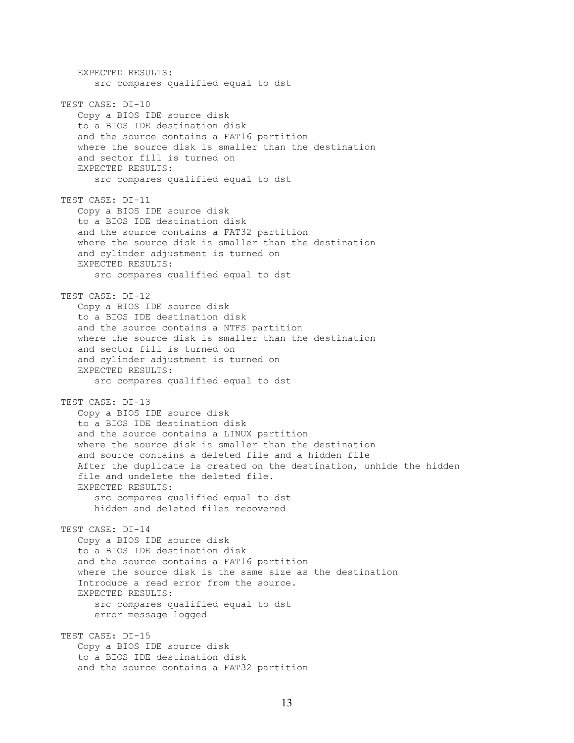```
   EXPECTED RESULTS:
      src compares qualified equal to dst

TEST CASE: DI-10
   Copy a BIOS IDE source disk
   to a BIOS IDE destination disk
   and the source contains a FAT16 partition
   where the source disk is smaller than the destination
   and sector fill is turned on
   EXPECTED RESULTS:
      src compares qualified equal to dst

TEST CASE: DI-11
   Copy a BIOS IDE source disk
   to a BIOS IDE destination disk
   and the source contains a FAT32 partition
   where the source disk is smaller than the destination
   and cylinder adjustment is turned on
   EXPECTED RESULTS:
      src compares qualified equal to dst

TEST CASE: DI-12
   Copy a BIOS IDE source disk
   to a BIOS IDE destination disk
   and the source contains a NTFS partition
   where the source disk is smaller than the destination
   and sector fill is turned on
   and cylinder adjustment is turned on
   EXPECTED RESULTS:
      src compares qualified equal to dst

TEST CASE: DI-13
   Copy a BIOS IDE source disk
   to a BIOS IDE destination disk
   and the source contains a LINUX partition
   where the source disk is smaller than the destination
   and source contains a deleted file and a hidden file
   After the duplicate is created on the destination, unhide the hidden
   file and undelete the deleted file.
   EXPECTED RESULTS:
      src compares qualified equal to dst
      hidden and deleted files recovered

TEST CASE: DI-14
   Copy a BIOS IDE source disk
   to a BIOS IDE destination disk
   and the source contains a FAT16 partition
   where the source disk is the same size as the destination
   Introduce a read error from the source.
   EXPECTED RESULTS:
      src compares qualified equal to dst
      error message logged

TEST CASE: DI-15
   Copy a BIOS IDE source disk
   to a BIOS IDE destination disk
   and the source contains a FAT32 partition
```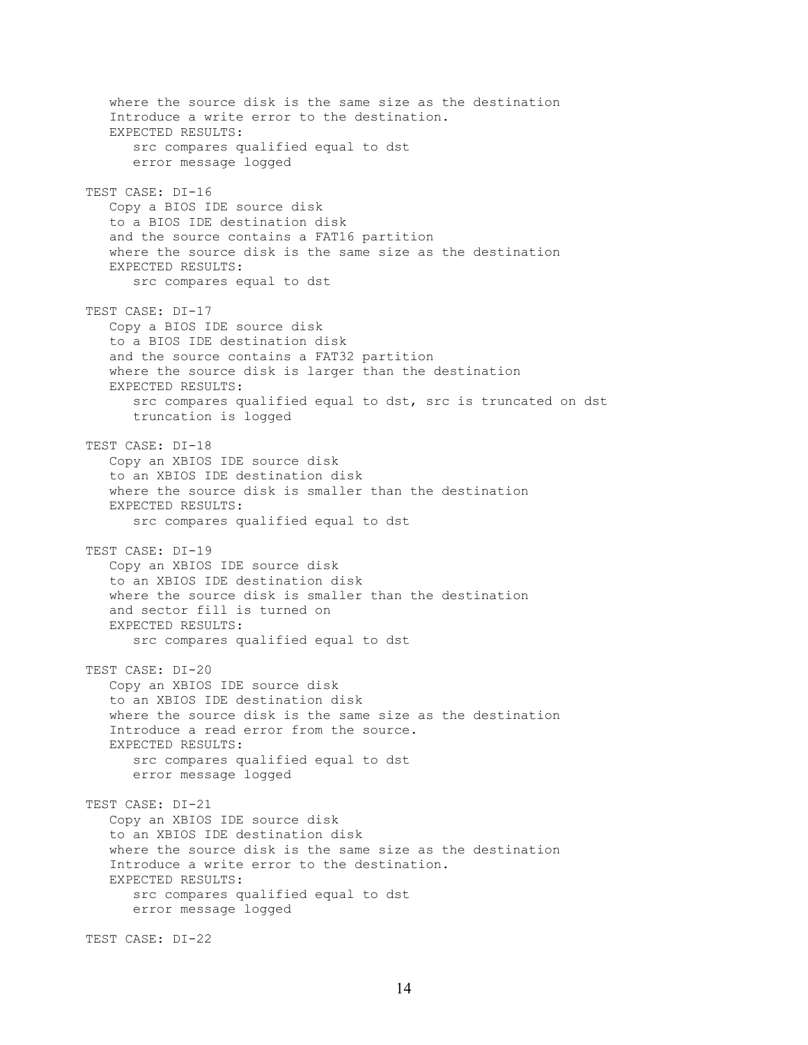```
   where the source disk is the same size as the destination
   Introduce a write error to the destination.
   EXPECTED RESULTS:
      src compares qualified equal to dst
      error message logged

TEST CASE: DI-16
   Copy a BIOS IDE source disk
   to a BIOS IDE destination disk
   and the source contains a FAT16 partition
   where the source disk is the same size as the destination
   EXPECTED RESULTS:
      src compares equal to dst

TEST CASE: DI-17
   Copy a BIOS IDE source disk
   to a BIOS IDE destination disk
   and the source contains a FAT32 partition
   where the source disk is larger than the destination
   EXPECTED RESULTS:
      src compares qualified equal to dst, src is truncated on dst
      truncation is logged

TEST CASE: DI-18
   Copy an XBIOS IDE source disk
   to an XBIOS IDE destination disk
   where the source disk is smaller than the destination
   EXPECTED RESULTS:
      src compares qualified equal to dst

TEST CASE: DI-19
   Copy an XBIOS IDE source disk
   to an XBIOS IDE destination disk
   where the source disk is smaller than the destination
   and sector fill is turned on
   EXPECTED RESULTS:
      src compares qualified equal to dst

TEST CASE: DI-20
   Copy an XBIOS IDE source disk
   to an XBIOS IDE destination disk
   where the source disk is the same size as the destination
   Introduce a read error from the source.
   EXPECTED RESULTS:
      src compares qualified equal to dst
      error message logged

TEST CASE: DI-21
   Copy an XBIOS IDE source disk
   to an XBIOS IDE destination disk
   where the source disk is the same size as the destination
   Introduce a write error to the destination.
   EXPECTED RESULTS:
      src compares qualified equal to dst
      error message logged

TEST CASE: DI-22
```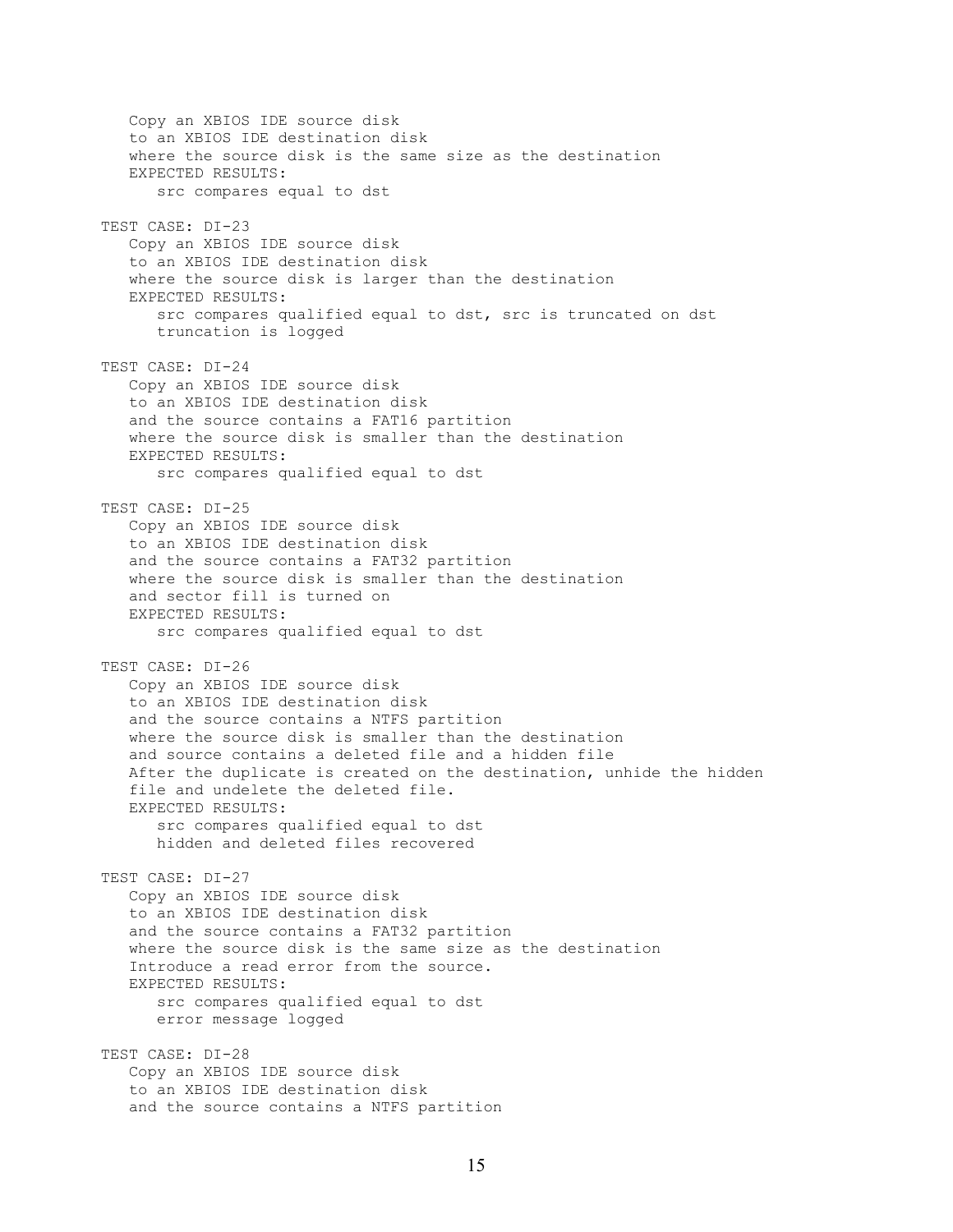```
   Copy an XBIOS IDE source disk
   to an XBIOS IDE destination disk
   where the source disk is the same size as the destination
   EXPECTED RESULTS:
      src compares equal to dst

TEST CASE: DI-23
   Copy an XBIOS IDE source disk
   to an XBIOS IDE destination disk
   where the source disk is larger than the destination
   EXPECTED RESULTS:
      src compares qualified equal to dst, src is truncated on dst
      truncation is logged

TEST CASE: DI-24
   Copy an XBIOS IDE source disk
   to an XBIOS IDE destination disk
   and the source contains a FAT16 partition
   where the source disk is smaller than the destination
   EXPECTED RESULTS:
      src compares qualified equal to dst

TEST CASE: DI-25
   Copy an XBIOS IDE source disk
   to an XBIOS IDE destination disk
   and the source contains a FAT32 partition
   where the source disk is smaller than the destination
   and sector fill is turned on
   EXPECTED RESULTS:
      src compares qualified equal to dst

TEST CASE: DI-26
   Copy an XBIOS IDE source disk
   to an XBIOS IDE destination disk
   and the source contains a NTFS partition
   where the source disk is smaller than the destination
   and source contains a deleted file and a hidden file
   After the duplicate is created on the destination, unhide the hidden
   file and undelete the deleted file.
   EXPECTED RESULTS:
      src compares qualified equal to dst
      hidden and deleted files recovered

TEST CASE: DI-27
   Copy an XBIOS IDE source disk
   to an XBIOS IDE destination disk
   and the source contains a FAT32 partition
   where the source disk is the same size as the destination
   Introduce a read error from the source.
   EXPECTED RESULTS:
      src compares qualified equal to dst
      error message logged

TEST CASE: DI-28
   Copy an XBIOS IDE source disk
   to an XBIOS IDE destination disk
   and the source contains a NTFS partition
```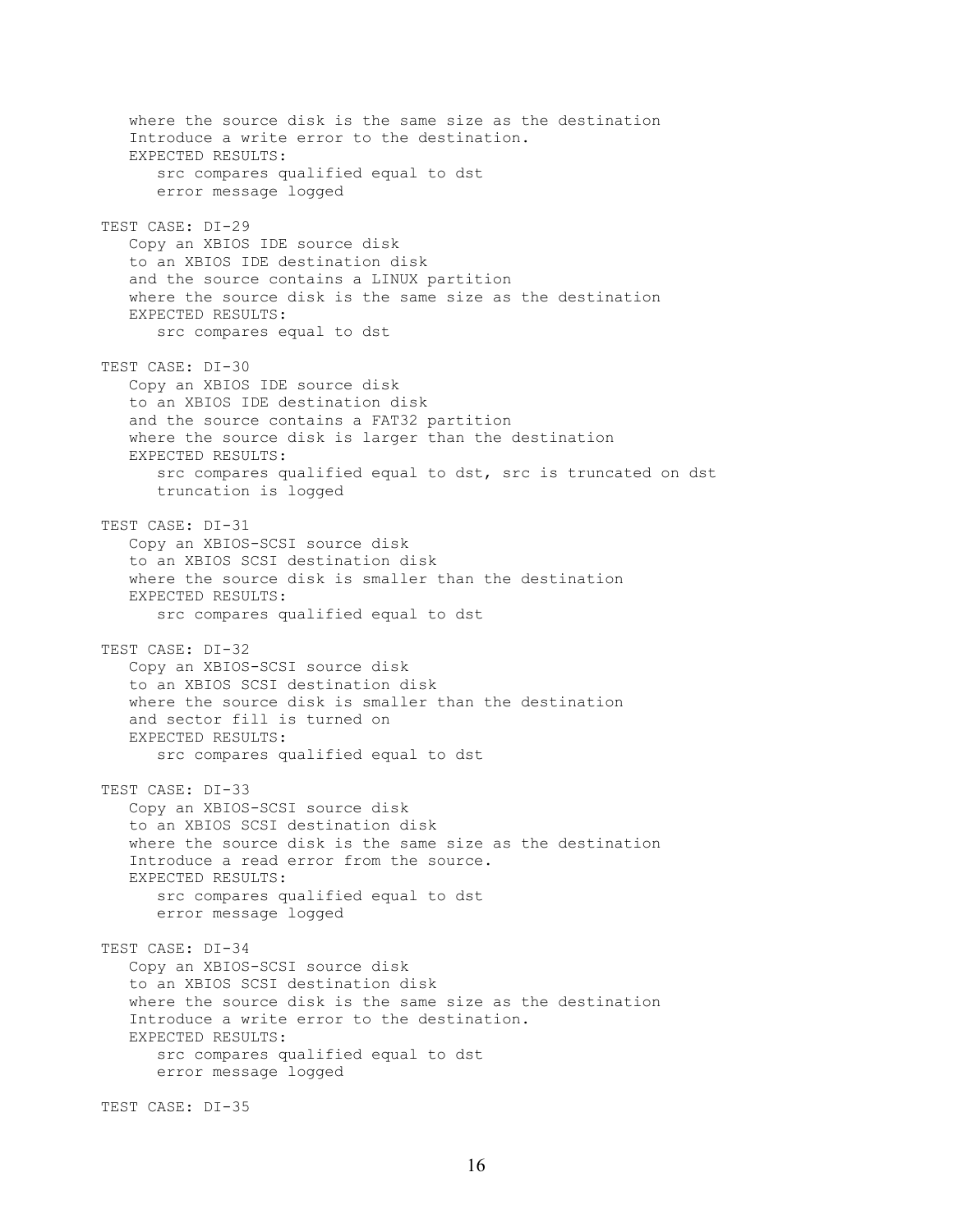```
   where the source disk is the same size as the destination
   Introduce a write error to the destination.
   EXPECTED RESULTS:
      src compares qualified equal to dst
      error message logged

TEST CASE: DI-29
   Copy an XBIOS IDE source disk
   to an XBIOS IDE destination disk
   and the source contains a LINUX partition
   where the source disk is the same size as the destination
   EXPECTED RESULTS:
      src compares equal to dst

TEST CASE: DI-30
   Copy an XBIOS IDE source disk
   to an XBIOS IDE destination disk
   and the source contains a FAT32 partition
   where the source disk is larger than the destination
   EXPECTED RESULTS:
      src compares qualified equal to dst, src is truncated on dst
      truncation is logged

TEST CASE: DI-31
   Copy an XBIOS-SCSI source disk
   to an XBIOS SCSI destination disk
   where the source disk is smaller than the destination
   EXPECTED RESULTS:
      src compares qualified equal to dst

TEST CASE: DI-32
   Copy an XBIOS-SCSI source disk
   to an XBIOS SCSI destination disk
   where the source disk is smaller than the destination
   and sector fill is turned on
   EXPECTED RESULTS:
      src compares qualified equal to dst

TEST CASE: DI-33
   Copy an XBIOS-SCSI source disk
   to an XBIOS SCSI destination disk
   where the source disk is the same size as the destination
   Introduce a read error from the source.
   EXPECTED RESULTS:
      src compares qualified equal to dst
      error message logged

TEST CASE: DI-34
   Copy an XBIOS-SCSI source disk
   to an XBIOS SCSI destination disk
   where the source disk is the same size as the destination
   Introduce a write error to the destination.
   EXPECTED RESULTS:
      src compares qualified equal to dst
      error message logged

TEST CASE: DI-35
```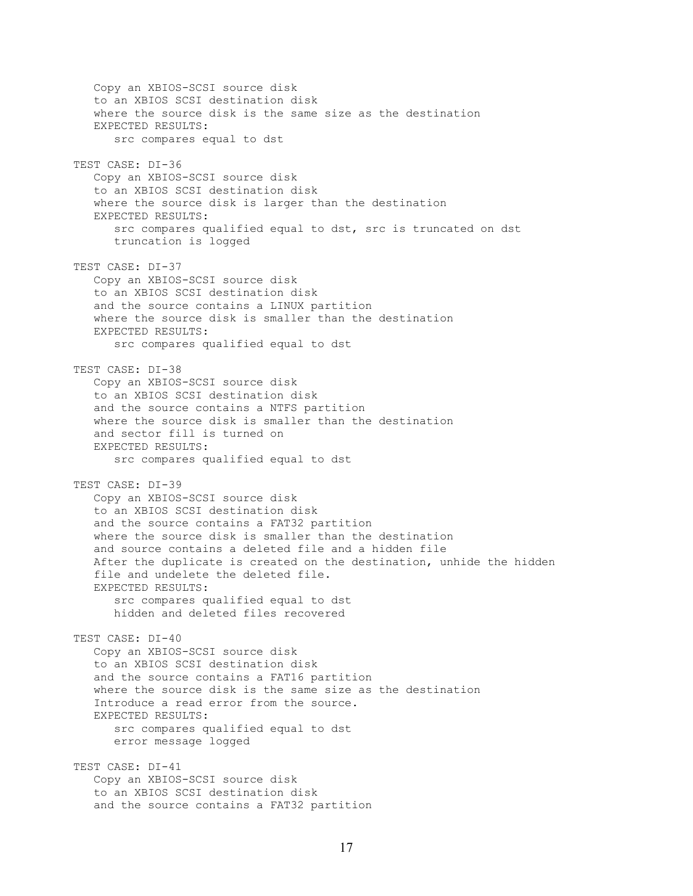Copy an XBIOS-SCSI source disk
to an XBIOS SCSI destination disk
where the source disk is the same size as the destination
EXPECTED RESULTS:
src compares equal to dst

TEST CASE: DI-36
Copy an XBIOS-SCSI source disk
to an XBIOS SCSI destination disk
where the source disk is larger than the destination
EXPECTED RESULTS:
src compares qualified equal to dst, src is truncated on dst
truncation is logged

TEST CASE: DI-37
Copy an XBIOS-SCSI source disk
to an XBIOS SCSI destination disk
and the source contains a LINUX partition
where the source disk is smaller than the destination
EXPECTED RESULTS:
src compares qualified equal to dst

TEST CASE: DI-38
Copy an XBIOS-SCSI source disk
to an XBIOS SCSI destination disk
and the source contains a NTFS partition
where the source disk is smaller than the destination
and sector fill is turned on
EXPECTED RESULTS:
src compares qualified equal to dst

TEST CASE: DI-39
Copy an XBIOS-SCSI source disk
to an XBIOS SCSI destination disk
and the source contains a FAT32 partition
where the source disk is smaller than the destination
and source contains a deleted file and a hidden file
After the duplicate is created on the destination, unhide the hidden
file and undelete the deleted file.
EXPECTED RESULTS:
src compares qualified equal to dst
hidden and deleted files recovered

TEST CASE: DI-40
Copy an XBIOS-SCSI source disk
to an XBIOS SCSI destination disk
and the source contains a FAT16 partition
where the source disk is the same size as the destination
Introduce a read error from the source.
EXPECTED RESULTS:
src compares qualified equal to dst
error message logged

TEST CASE: DI-41
Copy an XBIOS-SCSI source disk
to an XBIOS SCSI destination disk
and the source contains a FAT32 partition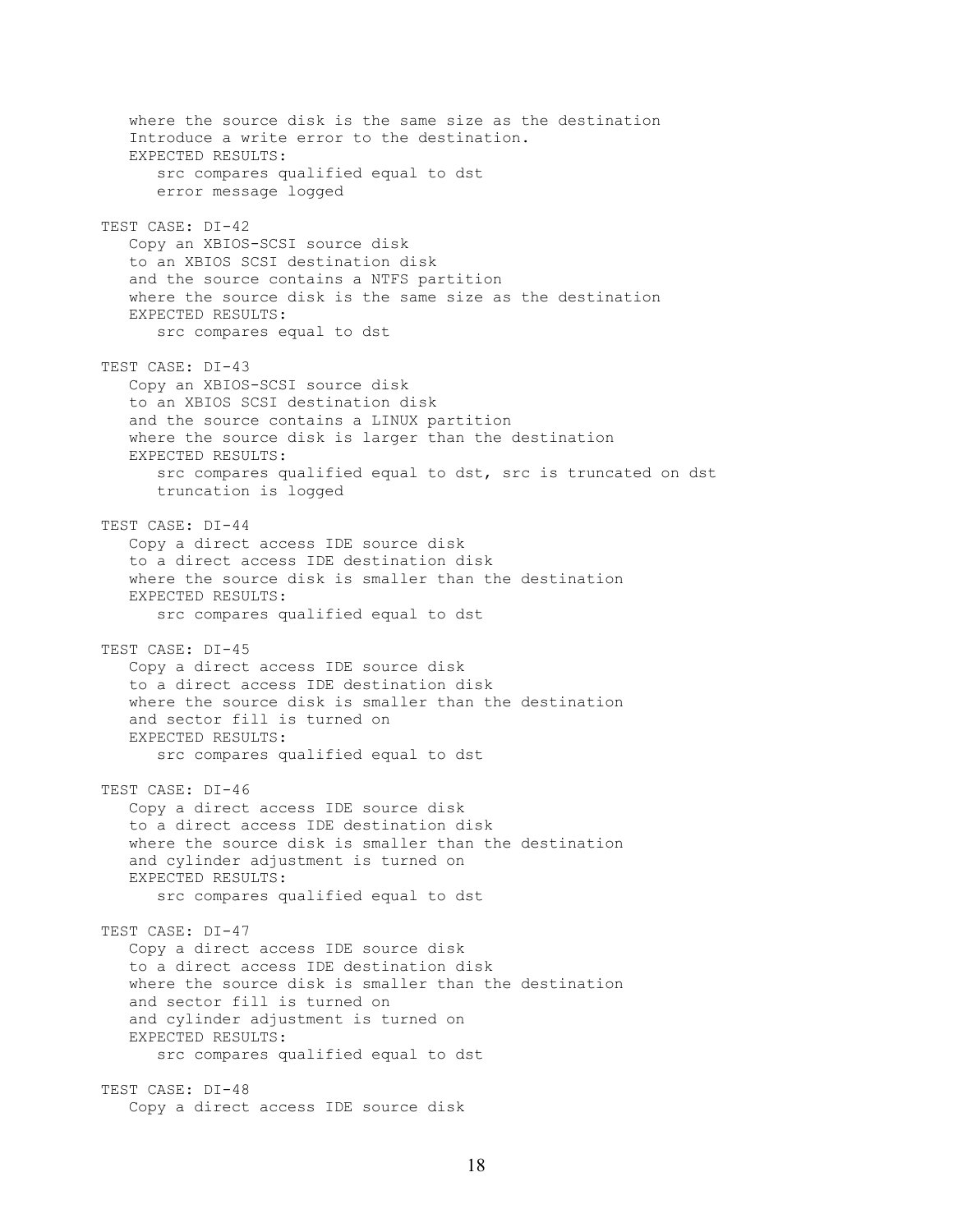```
   where the source disk is the same size as the destination
   Introduce a write error to the destination.
   EXPECTED RESULTS:
      src compares qualified equal to dst
      error message logged

TEST CASE: DI-42
   Copy an XBIOS-SCSI source disk
   to an XBIOS SCSI destination disk
   and the source contains a NTFS partition
   where the source disk is the same size as the destination
   EXPECTED RESULTS:
      src compares equal to dst

TEST CASE: DI-43
   Copy an XBIOS-SCSI source disk
   to an XBIOS SCSI destination disk
   and the source contains a LINUX partition
   where the source disk is larger than the destination
   EXPECTED RESULTS:
      src compares qualified equal to dst, src is truncated on dst
      truncation is logged

TEST CASE: DI-44
   Copy a direct access IDE source disk
   to a direct access IDE destination disk
   where the source disk is smaller than the destination
   EXPECTED RESULTS:
      src compares qualified equal to dst

TEST CASE: DI-45
   Copy a direct access IDE source disk
   to a direct access IDE destination disk
   where the source disk is smaller than the destination
   and sector fill is turned on
   EXPECTED RESULTS:
      src compares qualified equal to dst

TEST CASE: DI-46
   Copy a direct access IDE source disk
   to a direct access IDE destination disk
   where the source disk is smaller than the destination
   and cylinder adjustment is turned on
   EXPECTED RESULTS:
      src compares qualified equal to dst

TEST CASE: DI-47
   Copy a direct access IDE source disk
   to a direct access IDE destination disk
   where the source disk is smaller than the destination
   and sector fill is turned on
   and cylinder adjustment is turned on
   EXPECTED RESULTS:
      src compares qualified equal to dst

TEST CASE: DI-48
   Copy a direct access IDE source disk
```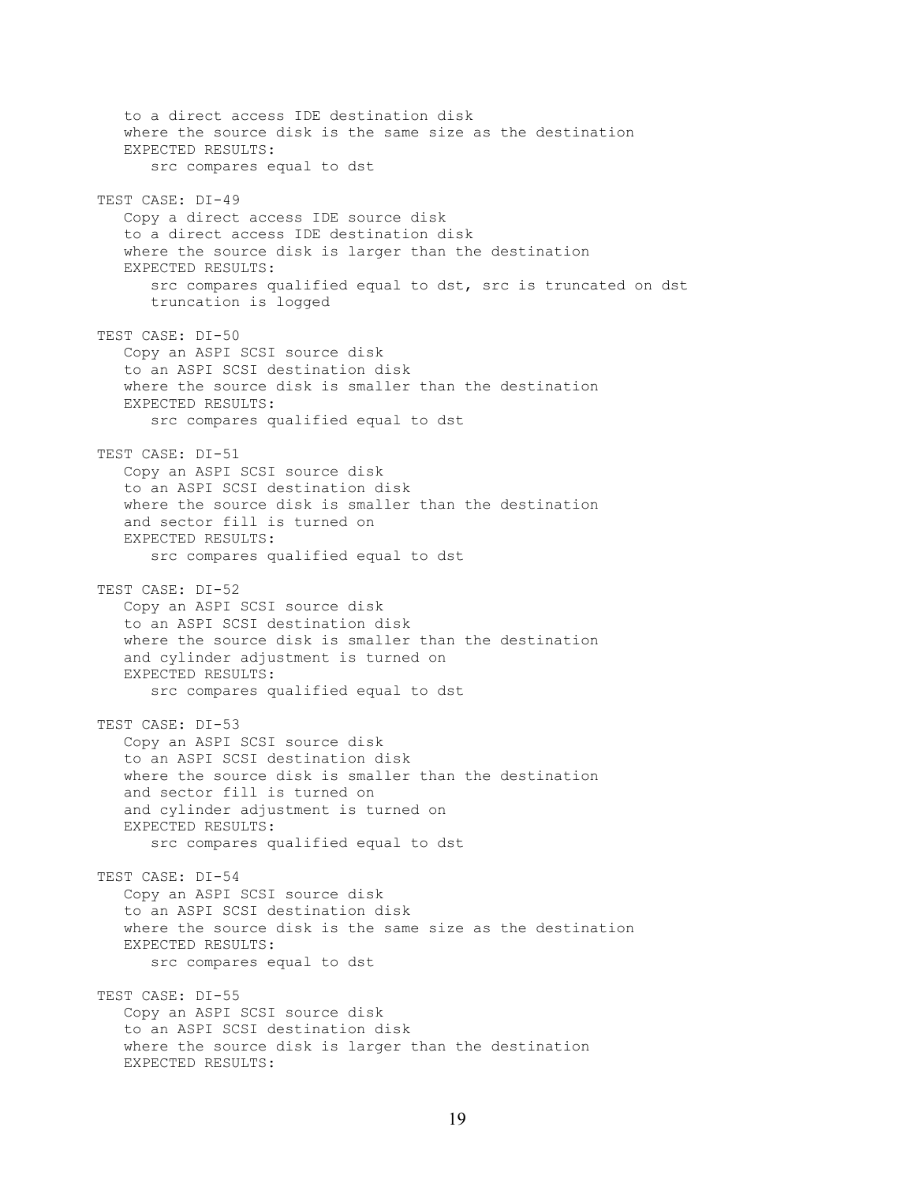```
   to a direct access IDE destination disk
   where the source disk is the same size as the destination
   EXPECTED RESULTS:
      src compares equal to dst

TEST CASE: DI-49
   Copy a direct access IDE source disk
   to a direct access IDE destination disk
   where the source disk is larger than the destination
   EXPECTED RESULTS:
      src compares qualified equal to dst, src is truncated on dst
      truncation is logged

TEST CASE: DI-50
   Copy an ASPI SCSI source disk
   to an ASPI SCSI destination disk
   where the source disk is smaller than the destination
   EXPECTED RESULTS:
      src compares qualified equal to dst

TEST CASE: DI-51
   Copy an ASPI SCSI source disk
   to an ASPI SCSI destination disk
   where the source disk is smaller than the destination
   and sector fill is turned on
   EXPECTED RESULTS:
      src compares qualified equal to dst

TEST CASE: DI-52
   Copy an ASPI SCSI source disk
   to an ASPI SCSI destination disk
   where the source disk is smaller than the destination
   and cylinder adjustment is turned on
   EXPECTED RESULTS:
      src compares qualified equal to dst

TEST CASE: DI-53
   Copy an ASPI SCSI source disk
   to an ASPI SCSI destination disk
   where the source disk is smaller than the destination
   and sector fill is turned on
   and cylinder adjustment is turned on
   EXPECTED RESULTS:
      src compares qualified equal to dst

TEST CASE: DI-54
   Copy an ASPI SCSI source disk
   to an ASPI SCSI destination disk
   where the source disk is the same size as the destination
   EXPECTED RESULTS:
      src compares equal to dst

TEST CASE: DI-55
   Copy an ASPI SCSI source disk
   to an ASPI SCSI destination disk
   where the source disk is larger than the destination
   EXPECTED RESULTS:
```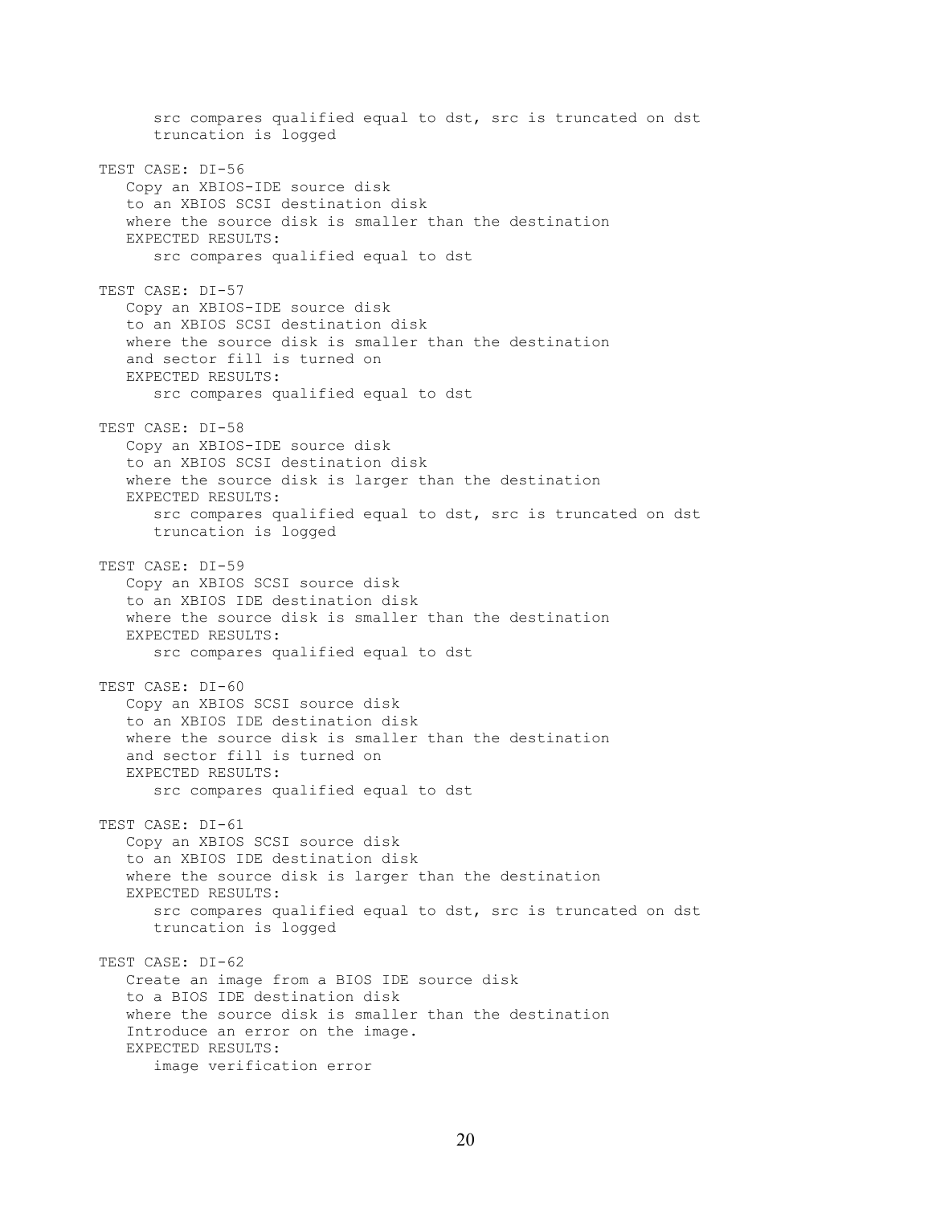```
      src compares qualified equal to dst, src is truncated on dst
      truncation is logged

TEST CASE: DI-56
   Copy an XBIOS-IDE source disk
   to an XBIOS SCSI destination disk
   where the source disk is smaller than the destination
   EXPECTED RESULTS:
      src compares qualified equal to dst

TEST CASE: DI-57
   Copy an XBIOS-IDE source disk
   to an XBIOS SCSI destination disk
   where the source disk is smaller than the destination
   and sector fill is turned on
   EXPECTED RESULTS:
      src compares qualified equal to dst

TEST CASE: DI-58
   Copy an XBIOS-IDE source disk
   to an XBIOS SCSI destination disk
   where the source disk is larger than the destination
   EXPECTED RESULTS:
      src compares qualified equal to dst, src is truncated on dst
      truncation is logged

TEST CASE: DI-59
   Copy an XBIOS SCSI source disk
   to an XBIOS IDE destination disk
   where the source disk is smaller than the destination
   EXPECTED RESULTS:
      src compares qualified equal to dst

TEST CASE: DI-60
   Copy an XBIOS SCSI source disk
   to an XBIOS IDE destination disk
   where the source disk is smaller than the destination
   and sector fill is turned on
   EXPECTED RESULTS:
      src compares qualified equal to dst

TEST CASE: DI-61
   Copy an XBIOS SCSI source disk
   to an XBIOS IDE destination disk
   where the source disk is larger than the destination
   EXPECTED RESULTS:
      src compares qualified equal to dst, src is truncated on dst
      truncation is logged

TEST CASE: DI-62
   Create an image from a BIOS IDE source disk
   to a BIOS IDE destination disk
   where the source disk is smaller than the destination
   Introduce an error on the image.
   EXPECTED RESULTS:
      image verification error
```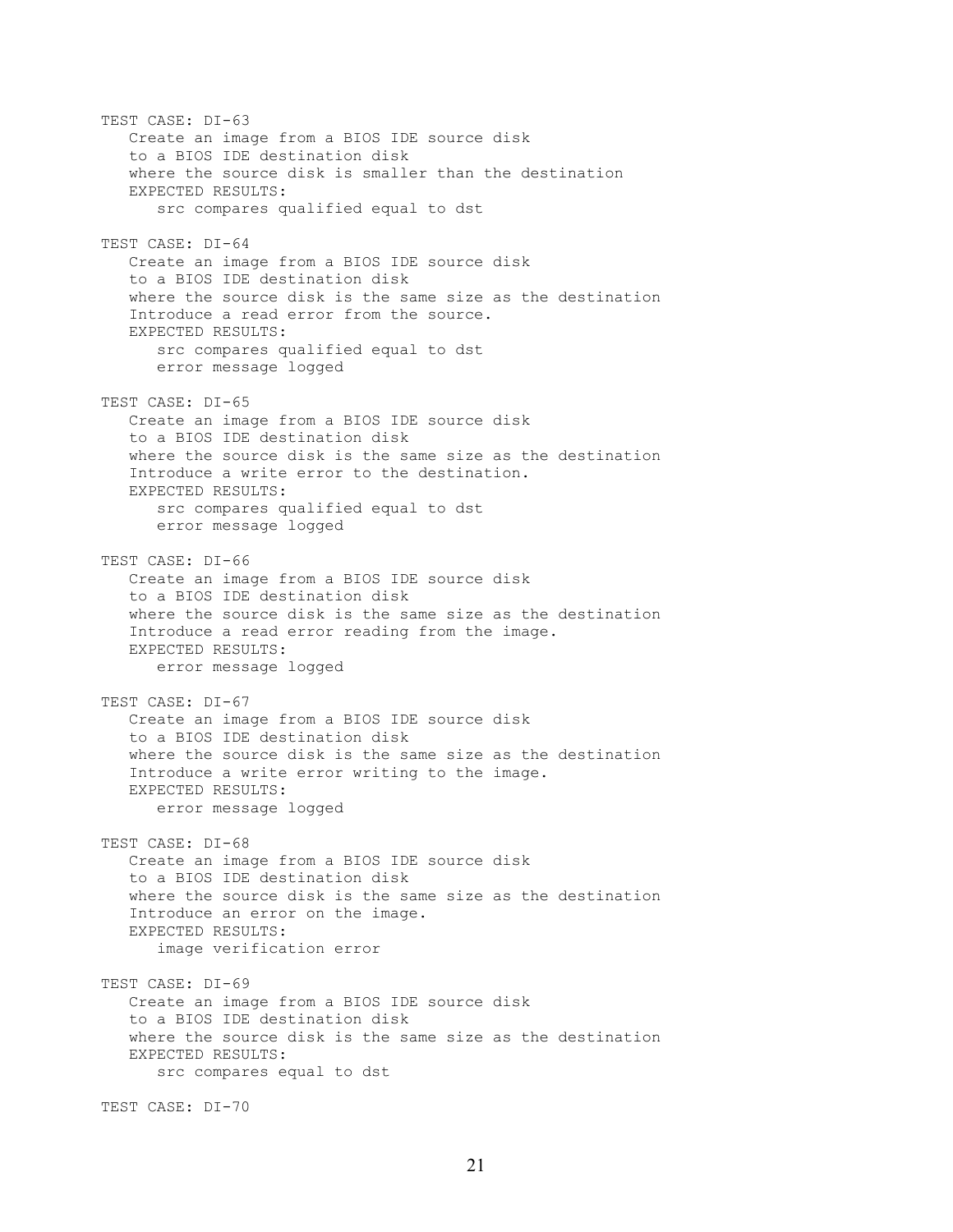```
TEST CASE: DI-63
   Create an image from a BIOS IDE source disk
   to a BIOS IDE destination disk
   where the source disk is smaller than the destination
   EXPECTED RESULTS:
      src compares qualified equal to dst

TEST CASE: DI-64
   Create an image from a BIOS IDE source disk
   to a BIOS IDE destination disk
   where the source disk is the same size as the destination
   Introduce a read error from the source.
   EXPECTED RESULTS:
      src compares qualified equal to dst
      error message logged

TEST CASE: DI-65
   Create an image from a BIOS IDE source disk
   to a BIOS IDE destination disk
   where the source disk is the same size as the destination
   Introduce a write error to the destination.
   EXPECTED RESULTS:
      src compares qualified equal to dst
      error message logged

TEST CASE: DI-66
   Create an image from a BIOS IDE source disk
   to a BIOS IDE destination disk
   where the source disk is the same size as the destination
   Introduce a read error reading from the image.
   EXPECTED RESULTS:
      error message logged

TEST CASE: DI-67
   Create an image from a BIOS IDE source disk
   to a BIOS IDE destination disk
   where the source disk is the same size as the destination
   Introduce a write error writing to the image.
   EXPECTED RESULTS:
      error message logged

TEST CASE: DI-68
   Create an image from a BIOS IDE source disk
   to a BIOS IDE destination disk
   where the source disk is the same size as the destination
   Introduce an error on the image.
   EXPECTED RESULTS:
      image verification error

TEST CASE: DI-69
   Create an image from a BIOS IDE source disk
   to a BIOS IDE destination disk
   where the source disk is the same size as the destination
   EXPECTED RESULTS:
      src compares equal to dst

TEST CASE: DI-70
```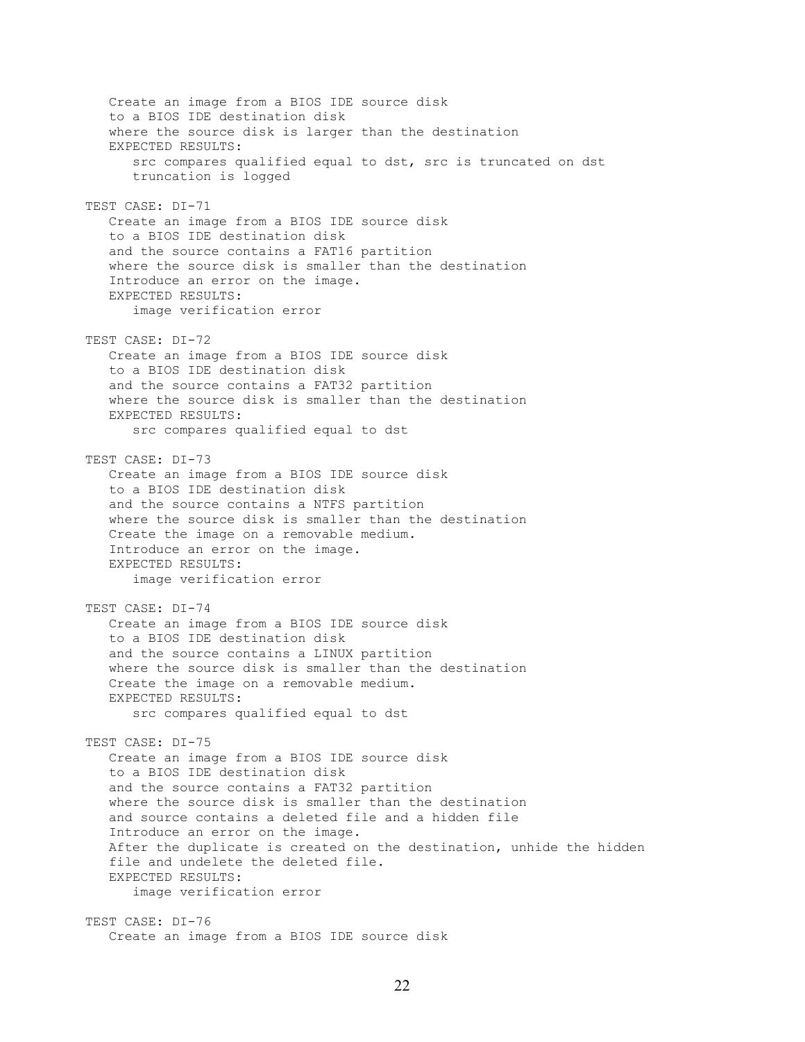```
   Create an image from a BIOS IDE source disk
   to a BIOS IDE destination disk
   where the source disk is larger than the destination
   EXPECTED RESULTS:
      src compares qualified equal to dst, src is truncated on dst
      truncation is logged

TEST CASE: DI-71
   Create an image from a BIOS IDE source disk
   to a BIOS IDE destination disk
   and the source contains a FAT16 partition
   where the source disk is smaller than the destination
   Introduce an error on the image.
   EXPECTED RESULTS:
      image verification error

TEST CASE: DI-72
   Create an image from a BIOS IDE source disk
   to a BIOS IDE destination disk
   and the source contains a FAT32 partition
   where the source disk is smaller than the destination
   EXPECTED RESULTS:
      src compares qualified equal to dst

TEST CASE: DI-73
   Create an image from a BIOS IDE source disk
   to a BIOS IDE destination disk
   and the source contains a NTFS partition
   where the source disk is smaller than the destination
   Create the image on a removable medium.
   Introduce an error on the image.
   EXPECTED RESULTS:
      image verification error

TEST CASE: DI-74
   Create an image from a BIOS IDE source disk
   to a BIOS IDE destination disk
   and the source contains a LINUX partition
   where the source disk is smaller than the destination
   Create the image on a removable medium.
   EXPECTED RESULTS:
      src compares qualified equal to dst

TEST CASE: DI-75
   Create an image from a BIOS IDE source disk
   to a BIOS IDE destination disk
   and the source contains a FAT32 partition
   where the source disk is smaller than the destination
   and source contains a deleted file and a hidden file
   Introduce an error on the image.
   After the duplicate is created on the destination, unhide the hidden
   file and undelete the deleted file.
   EXPECTED RESULTS:
      image verification error

TEST CASE: DI-76
   Create an image from a BIOS IDE source disk
```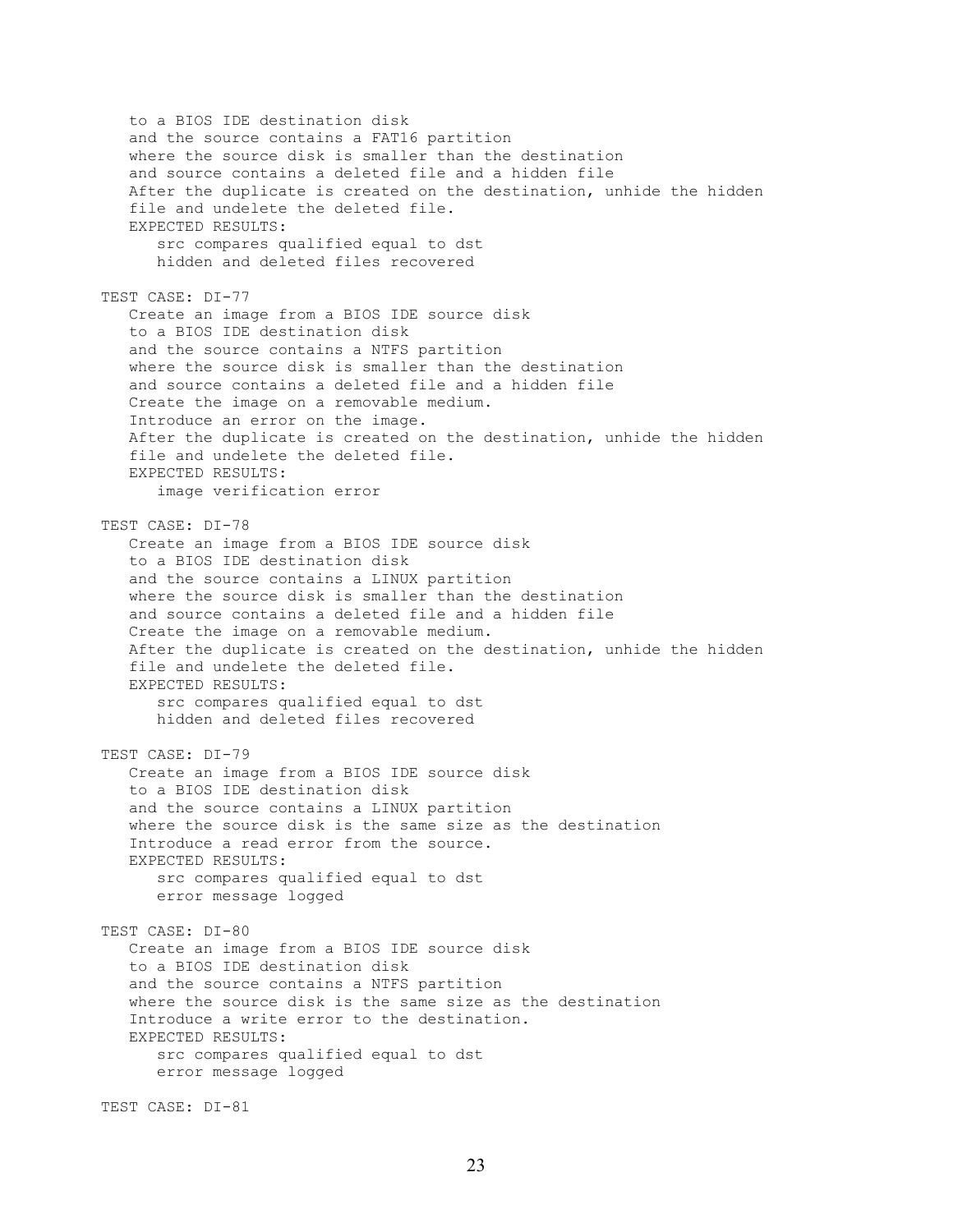```
   to a BIOS IDE destination disk
   and the source contains a FAT16 partition
   where the source disk is smaller than the destination
   and source contains a deleted file and a hidden file
   After the duplicate is created on the destination, unhide the hidden
   file and undelete the deleted file.
   EXPECTED RESULTS:
      src compares qualified equal to dst
      hidden and deleted files recovered

TEST CASE: DI-77
   Create an image from a BIOS IDE source disk
   to a BIOS IDE destination disk
   and the source contains a NTFS partition
   where the source disk is smaller than the destination
   and source contains a deleted file and a hidden file
   Create the image on a removable medium.
   Introduce an error on the image.
   After the duplicate is created on the destination, unhide the hidden
   file and undelete the deleted file.
   EXPECTED RESULTS:
      image verification error

TEST CASE: DI-78
   Create an image from a BIOS IDE source disk
   to a BIOS IDE destination disk
   and the source contains a LINUX partition
   where the source disk is smaller than the destination
   and source contains a deleted file and a hidden file
   Create the image on a removable medium.
   After the duplicate is created on the destination, unhide the hidden
   file and undelete the deleted file.
   EXPECTED RESULTS:
      src compares qualified equal to dst
      hidden and deleted files recovered

TEST CASE: DI-79
   Create an image from a BIOS IDE source disk
   to a BIOS IDE destination disk
   and the source contains a LINUX partition
   where the source disk is the same size as the destination
   Introduce a read error from the source.
   EXPECTED RESULTS:
      src compares qualified equal to dst
      error message logged

TEST CASE: DI-80
   Create an image from a BIOS IDE source disk
   to a BIOS IDE destination disk
   and the source contains a NTFS partition
   where the source disk is the same size as the destination
   Introduce a write error to the destination.
   EXPECTED RESULTS:
      src compares qualified equal to dst
      error message logged

TEST CASE: DI-81
```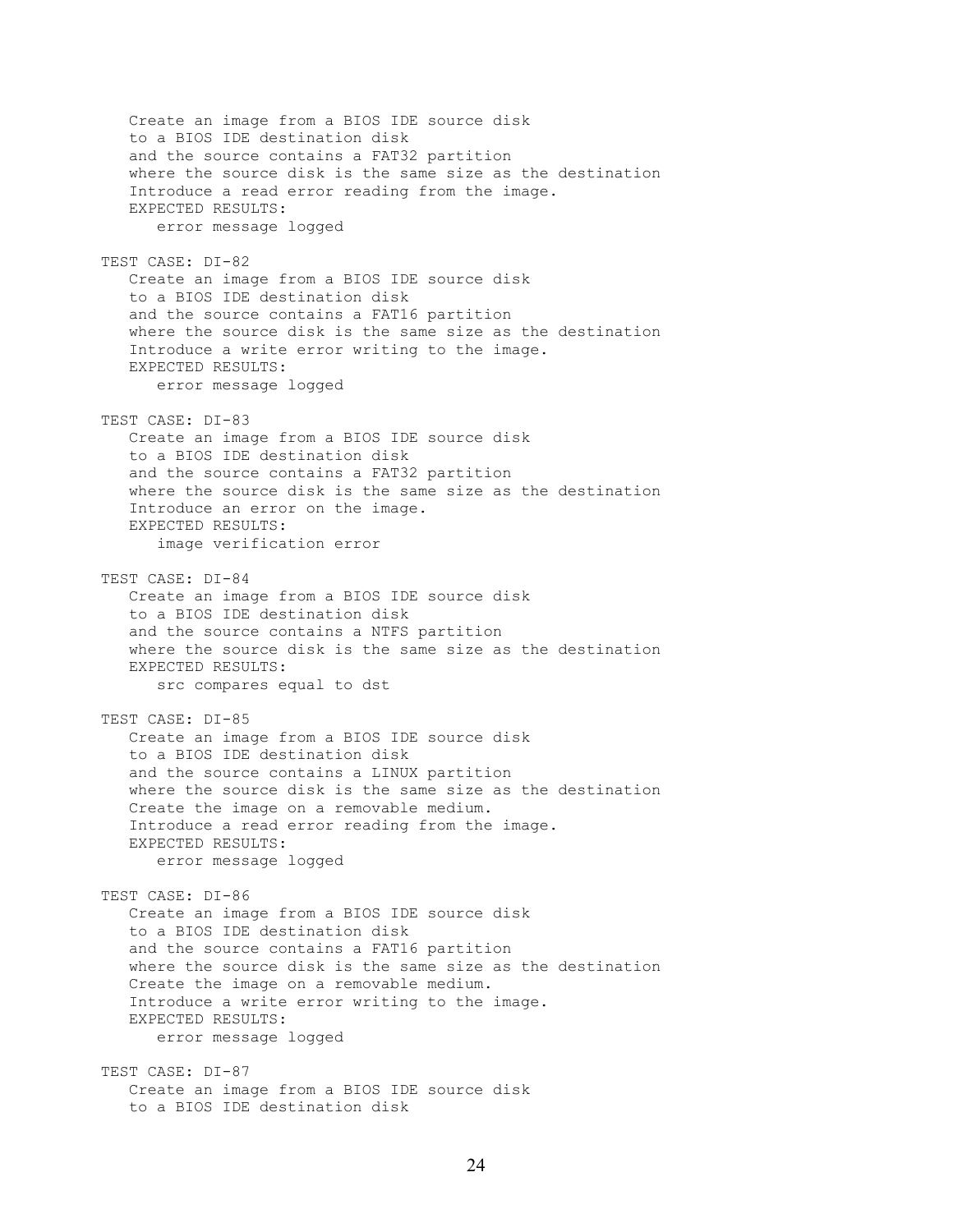```
   Create an image from a BIOS IDE source disk
   to a BIOS IDE destination disk
   and the source contains a FAT32 partition
   where the source disk is the same size as the destination
   Introduce a read error reading from the image.
   EXPECTED RESULTS:
      error message logged

TEST CASE: DI-82
   Create an image from a BIOS IDE source disk
   to a BIOS IDE destination disk
   and the source contains a FAT16 partition
   where the source disk is the same size as the destination
   Introduce a write error writing to the image.
   EXPECTED RESULTS:
      error message logged

TEST CASE: DI-83
   Create an image from a BIOS IDE source disk
   to a BIOS IDE destination disk
   and the source contains a FAT32 partition
   where the source disk is the same size as the destination
   Introduce an error on the image.
   EXPECTED RESULTS:
      image verification error

TEST CASE: DI-84
   Create an image from a BIOS IDE source disk
   to a BIOS IDE destination disk
   and the source contains a NTFS partition
   where the source disk is the same size as the destination
   EXPECTED RESULTS:
      src compares equal to dst

TEST CASE: DI-85
   Create an image from a BIOS IDE source disk
   to a BIOS IDE destination disk
   and the source contains a LINUX partition
   where the source disk is the same size as the destination
   Create the image on a removable medium.
   Introduce a read error reading from the image.
   EXPECTED RESULTS:
      error message logged

TEST CASE: DI-86
   Create an image from a BIOS IDE source disk
   to a BIOS IDE destination disk
   and the source contains a FAT16 partition
   where the source disk is the same size as the destination
   Create the image on a removable medium.
   Introduce a write error writing to the image.
   EXPECTED RESULTS:
      error message logged

TEST CASE: DI-87
   Create an image from a BIOS IDE source disk
   to a BIOS IDE destination disk
```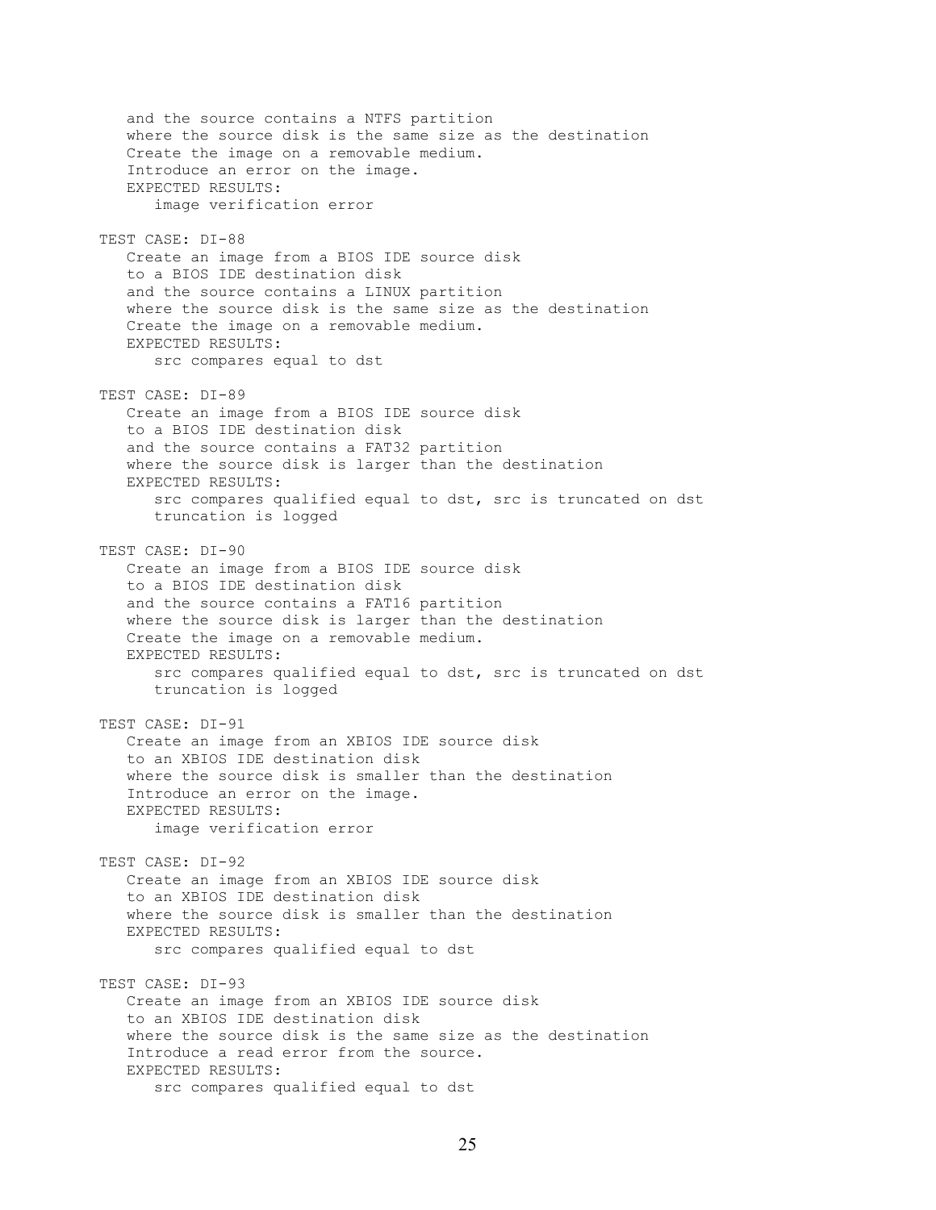```
   and the source contains a NTFS partition
   where the source disk is the same size as the destination
   Create the image on a removable medium.
   Introduce an error on the image.
   EXPECTED RESULTS:
      image verification error

TEST CASE: DI-88
   Create an image from a BIOS IDE source disk
   to a BIOS IDE destination disk
   and the source contains a LINUX partition
   where the source disk is the same size as the destination
   Create the image on a removable medium.
   EXPECTED RESULTS:
      src compares equal to dst

TEST CASE: DI-89
   Create an image from a BIOS IDE source disk
   to a BIOS IDE destination disk
   and the source contains a FAT32 partition
   where the source disk is larger than the destination
   EXPECTED RESULTS:
      src compares qualified equal to dst, src is truncated on dst
      truncation is logged

TEST CASE: DI-90
   Create an image from a BIOS IDE source disk
   to a BIOS IDE destination disk
   and the source contains a FAT16 partition
   where the source disk is larger than the destination
   Create the image on a removable medium.
   EXPECTED RESULTS:
      src compares qualified equal to dst, src is truncated on dst
      truncation is logged

TEST CASE: DI-91
   Create an image from an XBIOS IDE source disk
   to an XBIOS IDE destination disk
   where the source disk is smaller than the destination
   Introduce an error on the image.
   EXPECTED RESULTS:
      image verification error

TEST CASE: DI-92
   Create an image from an XBIOS IDE source disk
   to an XBIOS IDE destination disk
   where the source disk is smaller than the destination
   EXPECTED RESULTS:
      src compares qualified equal to dst

TEST CASE: DI-93
   Create an image from an XBIOS IDE source disk
   to an XBIOS IDE destination disk
   where the source disk is the same size as the destination
   Introduce a read error from the source.
   EXPECTED RESULTS:
      src compares qualified equal to dst
```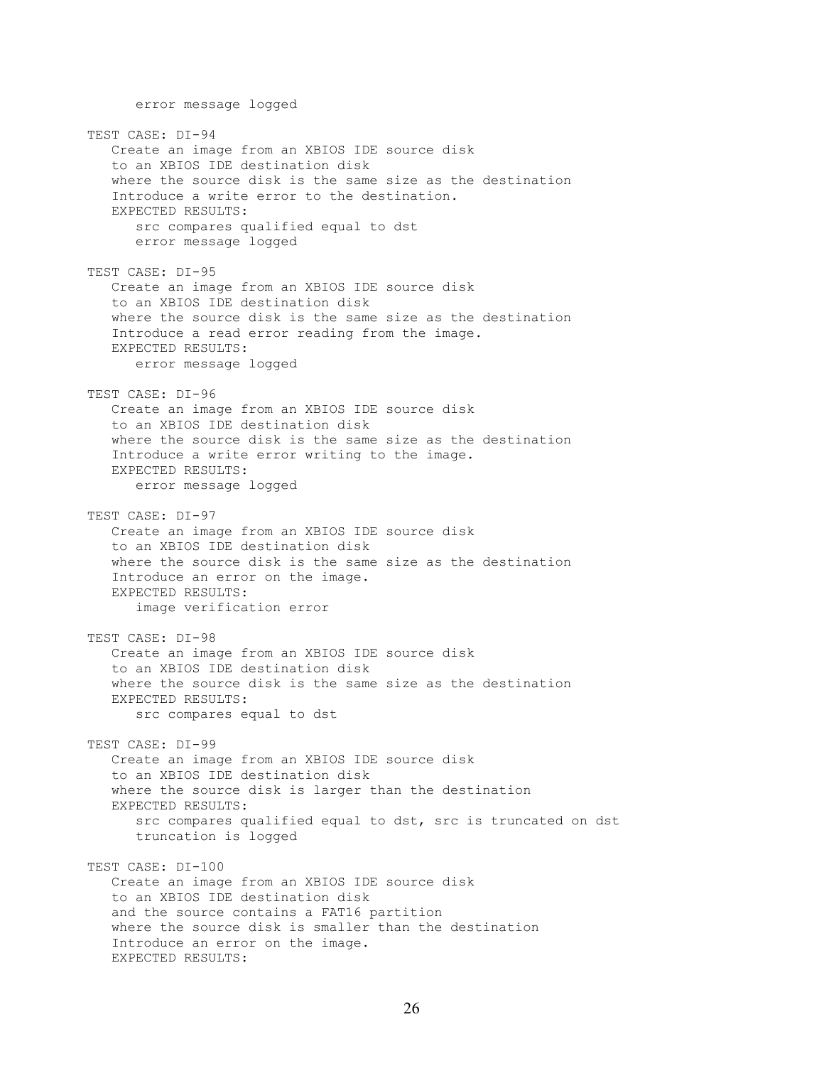```
      error message logged

TEST CASE: DI-94
   Create an image from an XBIOS IDE source disk
   to an XBIOS IDE destination disk
   where the source disk is the same size as the destination
   Introduce a write error to the destination.
   EXPECTED RESULTS:
      src compares qualified equal to dst
      error message logged

TEST CASE: DI-95
   Create an image from an XBIOS IDE source disk
   to an XBIOS IDE destination disk
   where the source disk is the same size as the destination
   Introduce a read error reading from the image.
   EXPECTED RESULTS:
      error message logged

TEST CASE: DI-96
   Create an image from an XBIOS IDE source disk
   to an XBIOS IDE destination disk
   where the source disk is the same size as the destination
   Introduce a write error writing to the image.
   EXPECTED RESULTS:
      error message logged

TEST CASE: DI-97
   Create an image from an XBIOS IDE source disk
   to an XBIOS IDE destination disk
   where the source disk is the same size as the destination
   Introduce an error on the image.
   EXPECTED RESULTS:
      image verification error

TEST CASE: DI-98
   Create an image from an XBIOS IDE source disk
   to an XBIOS IDE destination disk
   where the source disk is the same size as the destination
   EXPECTED RESULTS:
      src compares equal to dst

TEST CASE: DI-99
   Create an image from an XBIOS IDE source disk
   to an XBIOS IDE destination disk
   where the source disk is larger than the destination
   EXPECTED RESULTS:
      src compares qualified equal to dst, src is truncated on dst
      truncation is logged

TEST CASE: DI-100
   Create an image from an XBIOS IDE source disk
   to an XBIOS IDE destination disk
   and the source contains a FAT16 partition
   where the source disk is smaller than the destination
   Introduce an error on the image.
   EXPECTED RESULTS:
```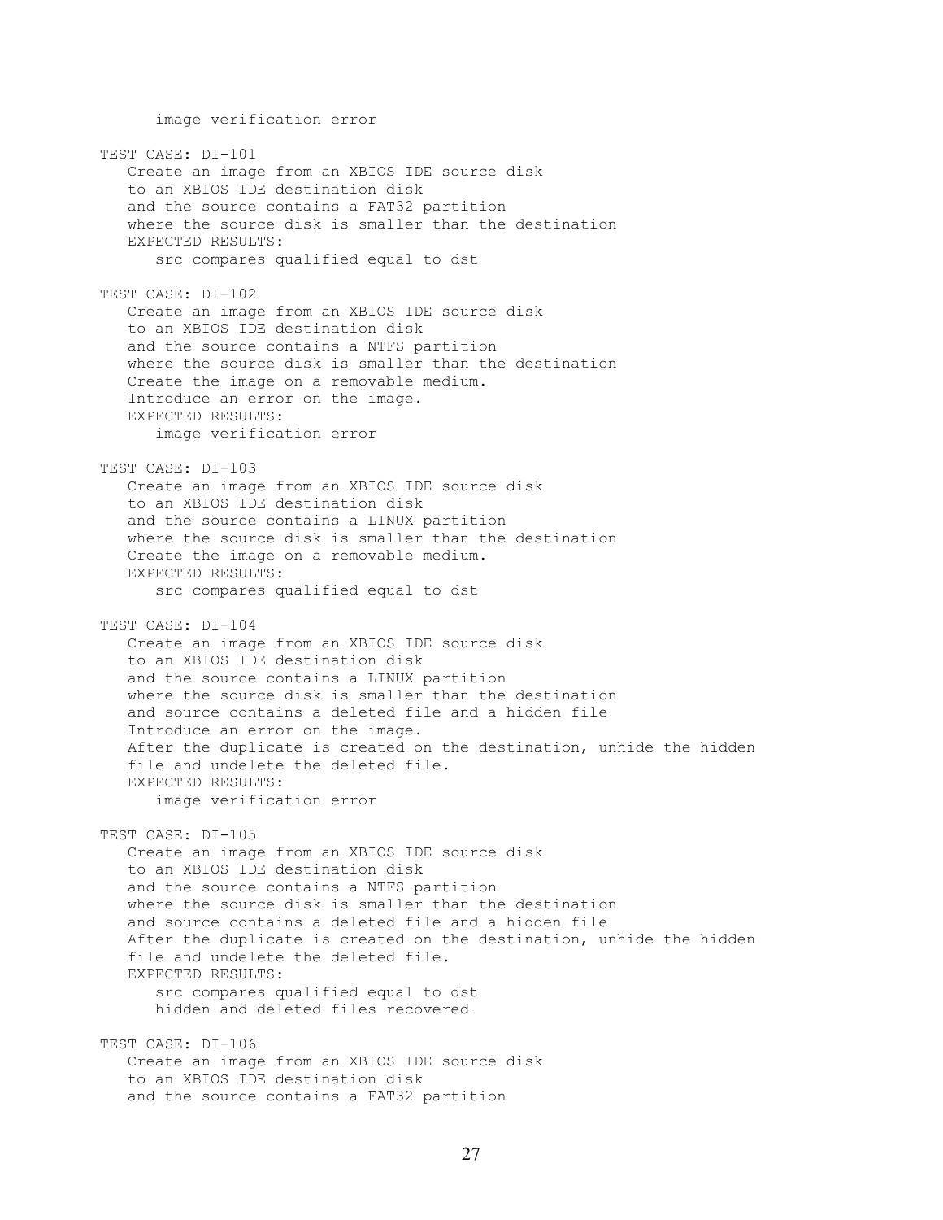```
      image verification error

TEST CASE: DI-101
   Create an image from an XBIOS IDE source disk
   to an XBIOS IDE destination disk
   and the source contains a FAT32 partition
   where the source disk is smaller than the destination
   EXPECTED RESULTS:
      src compares qualified equal to dst

TEST CASE: DI-102
   Create an image from an XBIOS IDE source disk
   to an XBIOS IDE destination disk
   and the source contains a NTFS partition
   where the source disk is smaller than the destination
   Create the image on a removable medium.
   Introduce an error on the image.
   EXPECTED RESULTS:
      image verification error

TEST CASE: DI-103
   Create an image from an XBIOS IDE source disk
   to an XBIOS IDE destination disk
   and the source contains a LINUX partition
   where the source disk is smaller than the destination
   Create the image on a removable medium.
   EXPECTED RESULTS:
      src compares qualified equal to dst

TEST CASE: DI-104
   Create an image from an XBIOS IDE source disk
   to an XBIOS IDE destination disk
   and the source contains a LINUX partition
   where the source disk is smaller than the destination
   and source contains a deleted file and a hidden file
   Introduce an error on the image.
   After the duplicate is created on the destination, unhide the hidden
   file and undelete the deleted file.
   EXPECTED RESULTS:
      image verification error

TEST CASE: DI-105
   Create an image from an XBIOS IDE source disk
   to an XBIOS IDE destination disk
   and the source contains a NTFS partition
   where the source disk is smaller than the destination
   and source contains a deleted file and a hidden file
   After the duplicate is created on the destination, unhide the hidden
   file and undelete the deleted file.
   EXPECTED RESULTS:
      src compares qualified equal to dst
      hidden and deleted files recovered

TEST CASE: DI-106
   Create an image from an XBIOS IDE source disk
   to an XBIOS IDE destination disk
   and the source contains a FAT32 partition
```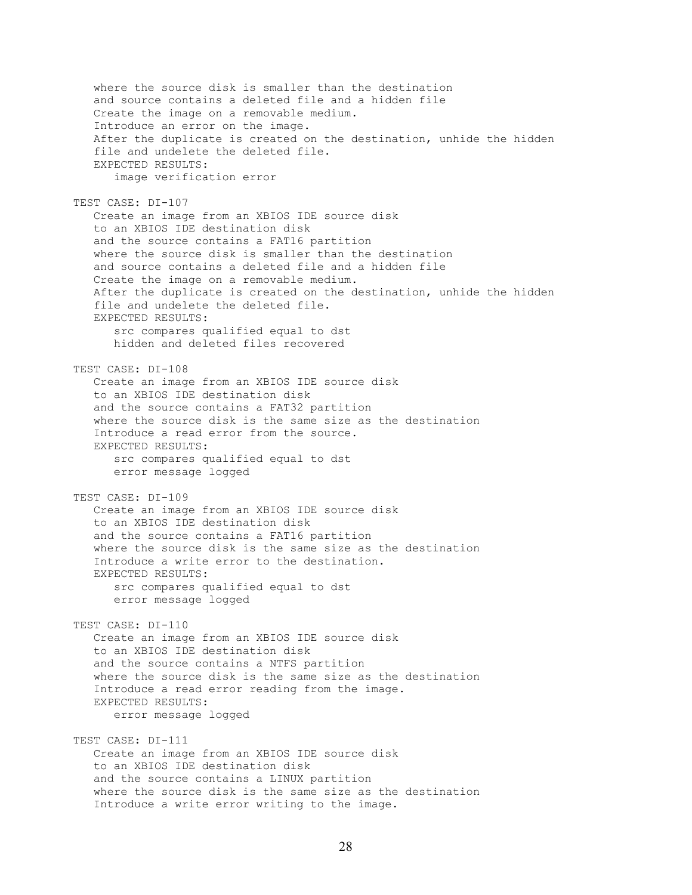```
   where the source disk is smaller than the destination
   and source contains a deleted file and a hidden file
   Create the image on a removable medium.
   Introduce an error on the image.
   After the duplicate is created on the destination, unhide the hidden
   file and undelete the deleted file.
   EXPECTED RESULTS:
      image verification error

TEST CASE: DI-107
   Create an image from an XBIOS IDE source disk
   to an XBIOS IDE destination disk
   and the source contains a FAT16 partition
   where the source disk is smaller than the destination
   and source contains a deleted file and a hidden file
   Create the image on a removable medium.
   After the duplicate is created on the destination, unhide the hidden
   file and undelete the deleted file.
   EXPECTED RESULTS:
      src compares qualified equal to dst
      hidden and deleted files recovered

TEST CASE: DI-108
   Create an image from an XBIOS IDE source disk
   to an XBIOS IDE destination disk
   and the source contains a FAT32 partition
   where the source disk is the same size as the destination
   Introduce a read error from the source.
   EXPECTED RESULTS:
      src compares qualified equal to dst
      error message logged

TEST CASE: DI-109
   Create an image from an XBIOS IDE source disk
   to an XBIOS IDE destination disk
   and the source contains a FAT16 partition
   where the source disk is the same size as the destination
   Introduce a write error to the destination.
   EXPECTED RESULTS:
      src compares qualified equal to dst
      error message logged

TEST CASE: DI-110
   Create an image from an XBIOS IDE source disk
   to an XBIOS IDE destination disk
   and the source contains a NTFS partition
   where the source disk is the same size as the destination
   Introduce a read error reading from the image.
   EXPECTED RESULTS:
      error message logged

TEST CASE: DI-111
   Create an image from an XBIOS IDE source disk
   to an XBIOS IDE destination disk
   and the source contains a LINUX partition
   where the source disk is the same size as the destination
   Introduce a write error writing to the image.
```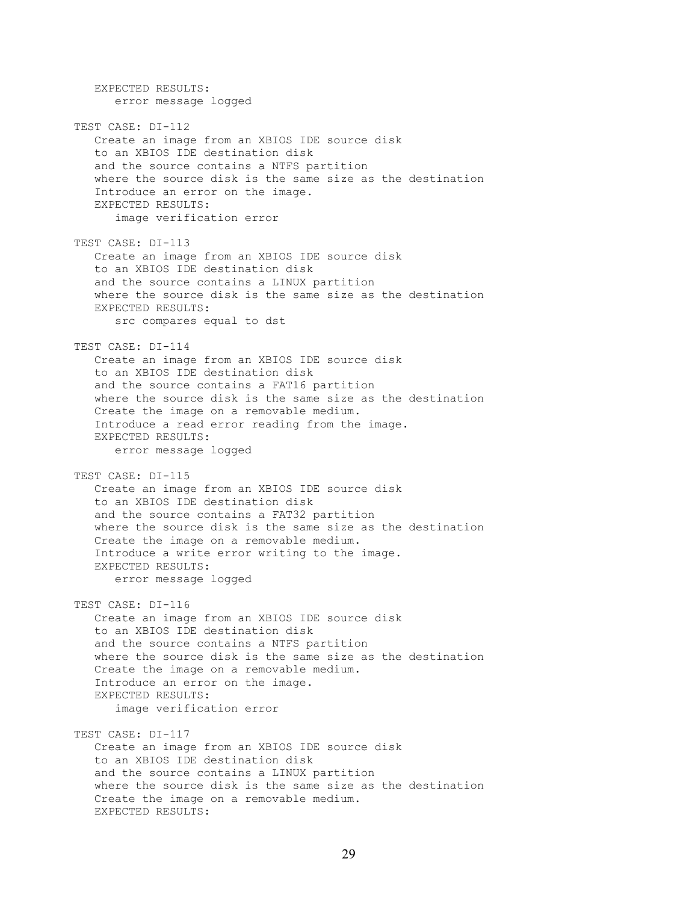```
   EXPECTED RESULTS:
      error message logged

TEST CASE: DI-112
   Create an image from an XBIOS IDE source disk
   to an XBIOS IDE destination disk
   and the source contains a NTFS partition
   where the source disk is the same size as the destination
   Introduce an error on the image.
   EXPECTED RESULTS:
      image verification error

TEST CASE: DI-113
   Create an image from an XBIOS IDE source disk
   to an XBIOS IDE destination disk
   and the source contains a LINUX partition
   where the source disk is the same size as the destination
   EXPECTED RESULTS:
      src compares equal to dst

TEST CASE: DI-114
   Create an image from an XBIOS IDE source disk
   to an XBIOS IDE destination disk
   and the source contains a FAT16 partition
   where the source disk is the same size as the destination
   Create the image on a removable medium.
   Introduce a read error reading from the image.
   EXPECTED RESULTS:
      error message logged

TEST CASE: DI-115
   Create an image from an XBIOS IDE source disk
   to an XBIOS IDE destination disk
   and the source contains a FAT32 partition
   where the source disk is the same size as the destination
   Create the image on a removable medium.
   Introduce a write error writing to the image.
   EXPECTED RESULTS:
      error message logged

TEST CASE: DI-116
   Create an image from an XBIOS IDE source disk
   to an XBIOS IDE destination disk
   and the source contains a NTFS partition
   where the source disk is the same size as the destination
   Create the image on a removable medium.
   Introduce an error on the image.
   EXPECTED RESULTS:
      image verification error

TEST CASE: DI-117
   Create an image from an XBIOS IDE source disk
   to an XBIOS IDE destination disk
   and the source contains a LINUX partition
   where the source disk is the same size as the destination
   Create the image on a removable medium.
   EXPECTED RESULTS:
```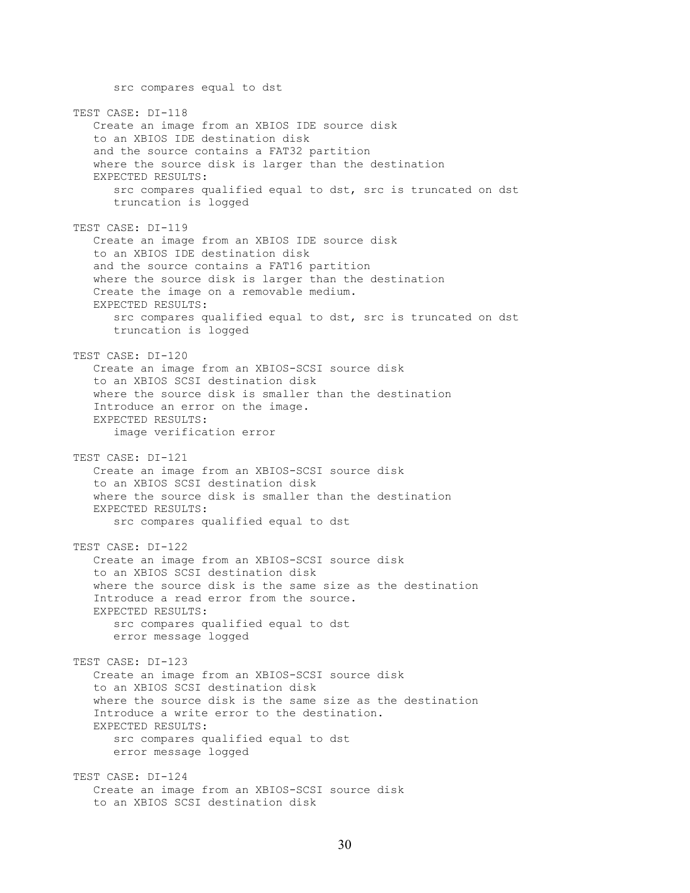src compares equal to dst

TEST CASE: DI-118

   Create an image from an XBIOS IDE source disk
   to an XBIOS IDE destination disk
   and the source contains a FAT32 partition
   where the source disk is larger than the destination
   EXPECTED RESULTS:
      src compares qualified equal to dst, src is truncated on dst
      truncation is logged

TEST CASE: DI-119

   Create an image from an XBIOS IDE source disk
   to an XBIOS IDE destination disk
   and the source contains a FAT16 partition
   where the source disk is larger than the destination
   Create the image on a removable medium.
   EXPECTED RESULTS:
      src compares qualified equal to dst, src is truncated on dst
      truncation is logged

TEST CASE: DI-120

   Create an image from an XBIOS-SCSI source disk
   to an XBIOS SCSI destination disk
   where the source disk is smaller than the destination
   Introduce an error on the image.
   EXPECTED RESULTS:
      image verification error

TEST CASE: DI-121

   Create an image from an XBIOS-SCSI source disk
   to an XBIOS SCSI destination disk
   where the source disk is smaller than the destination
   EXPECTED RESULTS:
      src compares qualified equal to dst

TEST CASE: DI-122

   Create an image from an XBIOS-SCSI source disk
   to an XBIOS SCSI destination disk
   where the source disk is the same size as the destination
   Introduce a read error from the source.
   EXPECTED RESULTS:
      src compares qualified equal to dst
      error message logged

TEST CASE: DI-123

   Create an image from an XBIOS-SCSI source disk
   to an XBIOS SCSI destination disk
   where the source disk is the same size as the destination
   Introduce a write error to the destination.
   EXPECTED RESULTS:
      src compares qualified equal to dst
      error message logged

TEST CASE: DI-124

   Create an image from an XBIOS-SCSI source disk
   to an XBIOS SCSI destination disk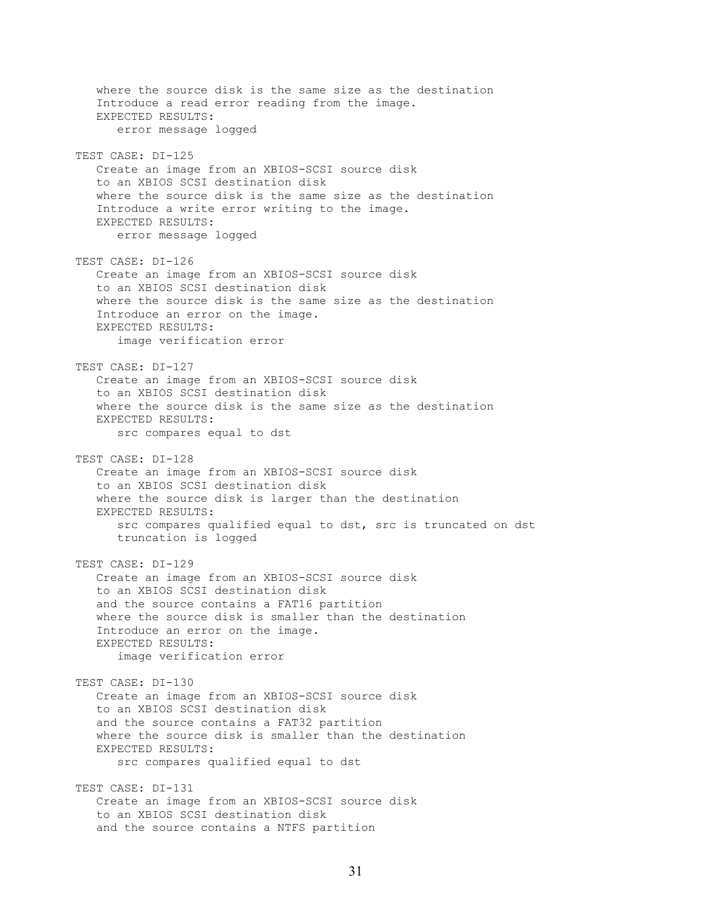```
   where the source disk is the same size as the destination
   Introduce a read error reading from the image.
   EXPECTED RESULTS:
      error message logged

TEST CASE: DI-125
   Create an image from an XBIOS-SCSI source disk
   to an XBIOS SCSI destination disk
   where the source disk is the same size as the destination
   Introduce a write error writing to the image.
   EXPECTED RESULTS:
      error message logged

TEST CASE: DI-126
   Create an image from an XBIOS-SCSI source disk
   to an XBIOS SCSI destination disk
   where the source disk is the same size as the destination
   Introduce an error on the image.
   EXPECTED RESULTS:
      image verification error

TEST CASE: DI-127
   Create an image from an XBIOS-SCSI source disk
   to an XBIOS SCSI destination disk
   where the source disk is the same size as the destination
   EXPECTED RESULTS:
      src compares equal to dst

TEST CASE: DI-128
   Create an image from an XBIOS-SCSI source disk
   to an XBIOS SCSI destination disk
   where the source disk is larger than the destination
   EXPECTED RESULTS:
      src compares qualified equal to dst, src is truncated on dst
      truncation is logged

TEST CASE: DI-129
   Create an image from an XBIOS-SCSI source disk
   to an XBIOS SCSI destination disk
   and the source contains a FAT16 partition
   where the source disk is smaller than the destination
   Introduce an error on the image.
   EXPECTED RESULTS:
      image verification error

TEST CASE: DI-130
   Create an image from an XBIOS-SCSI source disk
   to an XBIOS SCSI destination disk
   and the source contains a FAT32 partition
   where the source disk is smaller than the destination
   EXPECTED RESULTS:
      src compares qualified equal to dst

TEST CASE: DI-131
   Create an image from an XBIOS-SCSI source disk
   to an XBIOS SCSI destination disk
   and the source contains a NTFS partition
```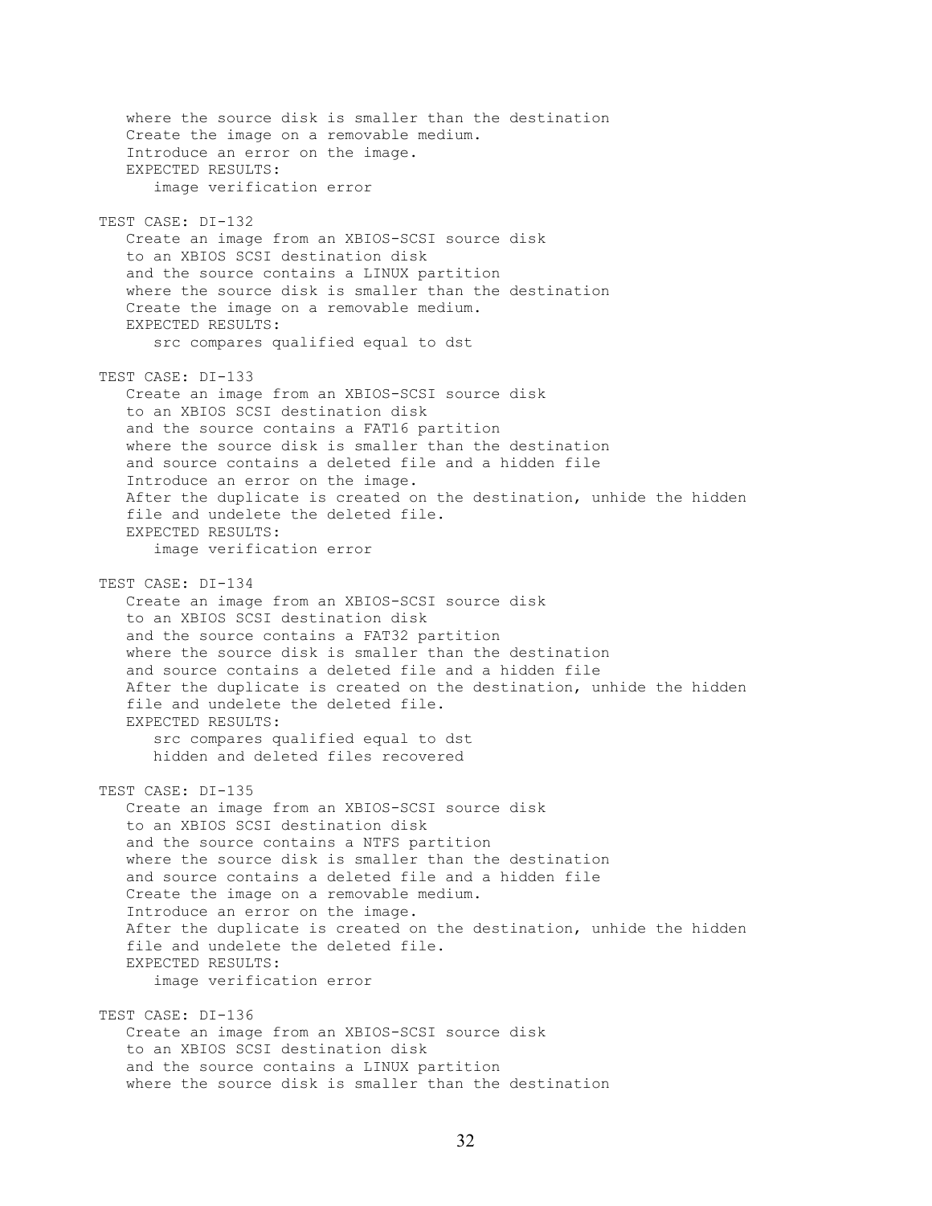```
   where the source disk is smaller than the destination
   Create the image on a removable medium.
   Introduce an error on the image.
   EXPECTED RESULTS:
      image verification error

TEST CASE: DI-132
   Create an image from an XBIOS-SCSI source disk
   to an XBIOS SCSI destination disk
   and the source contains a LINUX partition
   where the source disk is smaller than the destination
   Create the image on a removable medium.
   EXPECTED RESULTS:
      src compares qualified equal to dst

TEST CASE: DI-133
   Create an image from an XBIOS-SCSI source disk
   to an XBIOS SCSI destination disk
   and the source contains a FAT16 partition
   where the source disk is smaller than the destination
   and source contains a deleted file and a hidden file
   Introduce an error on the image.
   After the duplicate is created on the destination, unhide the hidden
   file and undelete the deleted file.
   EXPECTED RESULTS:
      image verification error

TEST CASE: DI-134
   Create an image from an XBIOS-SCSI source disk
   to an XBIOS SCSI destination disk
   and the source contains a FAT32 partition
   where the source disk is smaller than the destination
   and source contains a deleted file and a hidden file
   After the duplicate is created on the destination, unhide the hidden
   file and undelete the deleted file.
   EXPECTED RESULTS:
      src compares qualified equal to dst
      hidden and deleted files recovered

TEST CASE: DI-135
   Create an image from an XBIOS-SCSI source disk
   to an XBIOS SCSI destination disk
   and the source contains a NTFS partition
   where the source disk is smaller than the destination
   and source contains a deleted file and a hidden file
   Create the image on a removable medium.
   Introduce an error on the image.
   After the duplicate is created on the destination, unhide the hidden
   file and undelete the deleted file.
   EXPECTED RESULTS:
      image verification error

TEST CASE: DI-136
   Create an image from an XBIOS-SCSI source disk
   to an XBIOS SCSI destination disk
   and the source contains a LINUX partition
   where the source disk is smaller than the destination
```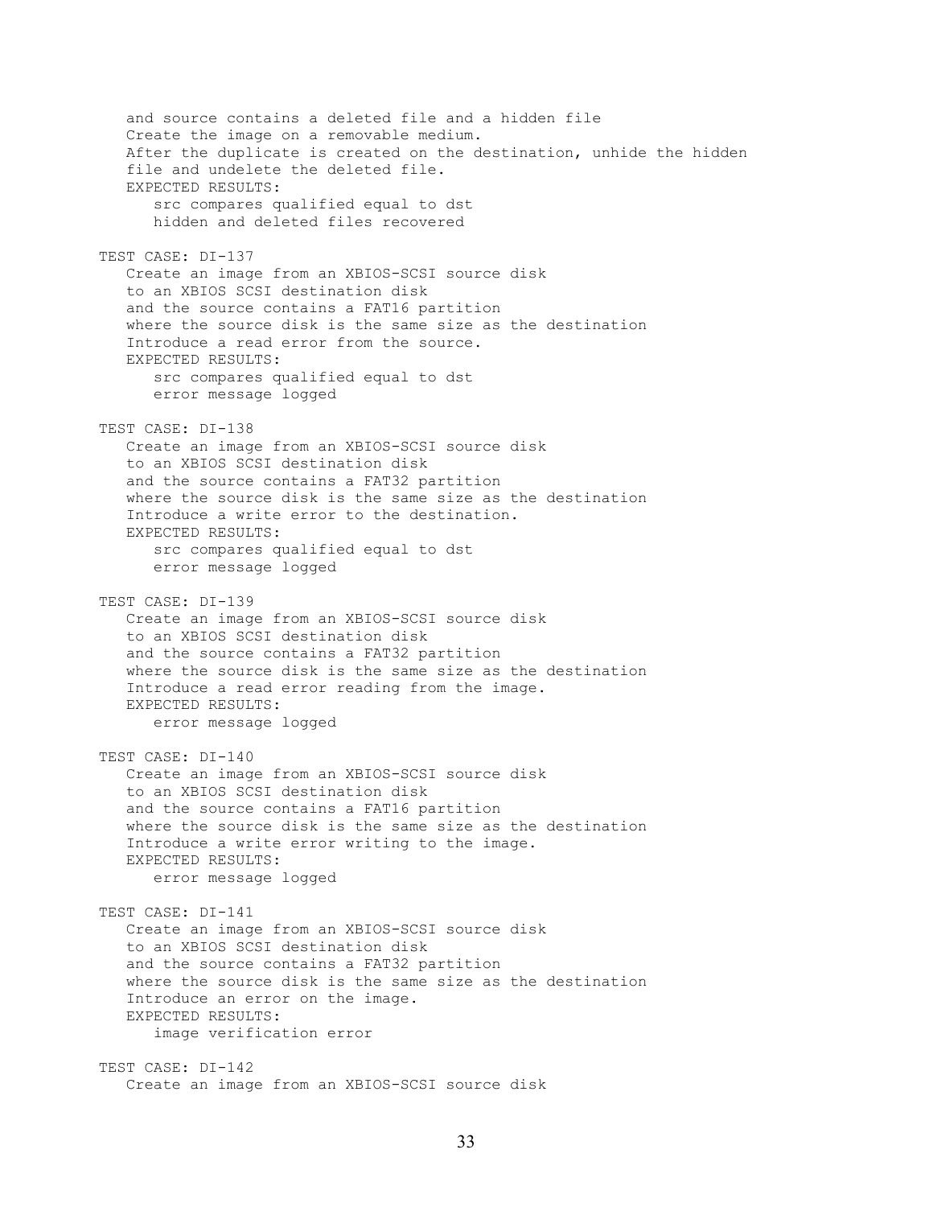```
   and source contains a deleted file and a hidden file
   Create the image on a removable medium.
   After the duplicate is created on the destination, unhide the hidden
   file and undelete the deleted file.
   EXPECTED RESULTS:
      src compares qualified equal to dst
      hidden and deleted files recovered

TEST CASE: DI-137
   Create an image from an XBIOS-SCSI source disk
   to an XBIOS SCSI destination disk
   and the source contains a FAT16 partition
   where the source disk is the same size as the destination
   Introduce a read error from the source.
   EXPECTED RESULTS:
      src compares qualified equal to dst
      error message logged

TEST CASE: DI-138
   Create an image from an XBIOS-SCSI source disk
   to an XBIOS SCSI destination disk
   and the source contains a FAT32 partition
   where the source disk is the same size as the destination
   Introduce a write error to the destination.
   EXPECTED RESULTS:
      src compares qualified equal to dst
      error message logged

TEST CASE: DI-139
   Create an image from an XBIOS-SCSI source disk
   to an XBIOS SCSI destination disk
   and the source contains a FAT32 partition
   where the source disk is the same size as the destination
   Introduce a read error reading from the image.
   EXPECTED RESULTS:
      error message logged

TEST CASE: DI-140
   Create an image from an XBIOS-SCSI source disk
   to an XBIOS SCSI destination disk
   and the source contains a FAT16 partition
   where the source disk is the same size as the destination
   Introduce a write error writing to the image.
   EXPECTED RESULTS:
      error message logged

TEST CASE: DI-141
   Create an image from an XBIOS-SCSI source disk
   to an XBIOS SCSI destination disk
   and the source contains a FAT32 partition
   where the source disk is the same size as the destination
   Introduce an error on the image.
   EXPECTED RESULTS:
      image verification error

TEST CASE: DI-142
   Create an image from an XBIOS-SCSI source disk
```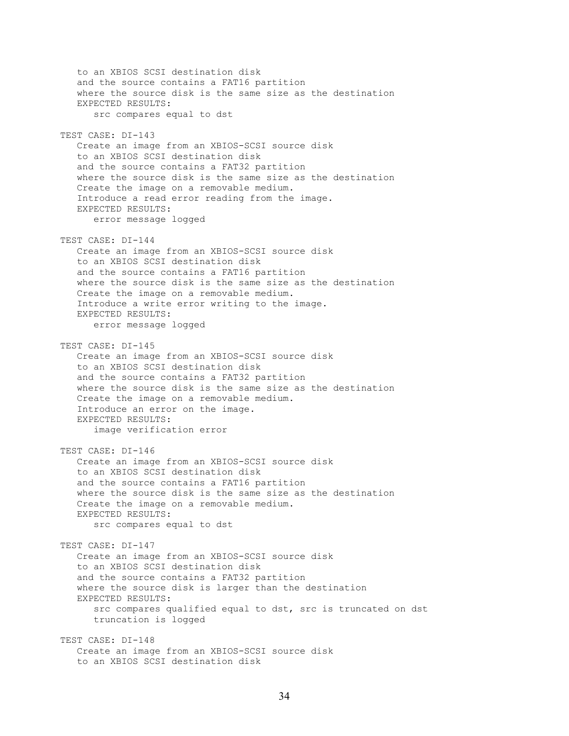```
   to an XBIOS SCSI destination disk
   and the source contains a FAT16 partition
   where the source disk is the same size as the destination
   EXPECTED RESULTS:
      src compares equal to dst

TEST CASE: DI-143
   Create an image from an XBIOS-SCSI source disk
   to an XBIOS SCSI destination disk
   and the source contains a FAT32 partition
   where the source disk is the same size as the destination
   Create the image on a removable medium.
   Introduce a read error reading from the image.
   EXPECTED RESULTS:
      error message logged

TEST CASE: DI-144
   Create an image from an XBIOS-SCSI source disk
   to an XBIOS SCSI destination disk
   and the source contains a FAT16 partition
   where the source disk is the same size as the destination
   Create the image on a removable medium.
   Introduce a write error writing to the image.
   EXPECTED RESULTS:
      error message logged

TEST CASE: DI-145
   Create an image from an XBIOS-SCSI source disk
   to an XBIOS SCSI destination disk
   and the source contains a FAT32 partition
   where the source disk is the same size as the destination
   Create the image on a removable medium.
   Introduce an error on the image.
   EXPECTED RESULTS:
      image verification error

TEST CASE: DI-146
   Create an image from an XBIOS-SCSI source disk
   to an XBIOS SCSI destination disk
   and the source contains a FAT16 partition
   where the source disk is the same size as the destination
   Create the image on a removable medium.
   EXPECTED RESULTS:
      src compares equal to dst

TEST CASE: DI-147
   Create an image from an XBIOS-SCSI source disk
   to an XBIOS SCSI destination disk
   and the source contains a FAT32 partition
   where the source disk is larger than the destination
   EXPECTED RESULTS:
      src compares qualified equal to dst, src is truncated on dst
      truncation is logged

TEST CASE: DI-148
   Create an image from an XBIOS-SCSI source disk
   to an XBIOS SCSI destination disk
```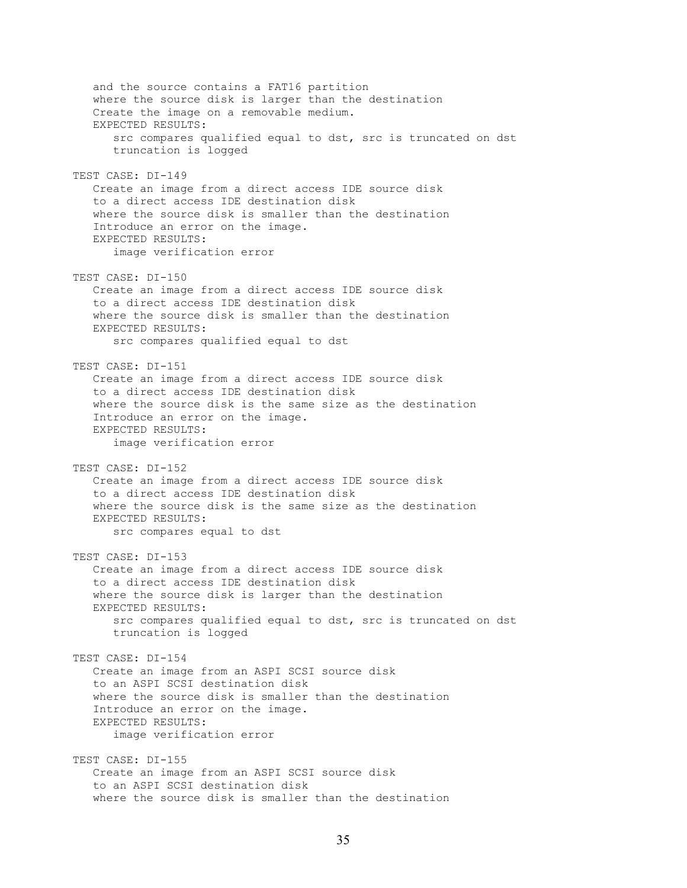```
   and the source contains a FAT16 partition
   where the source disk is larger than the destination
   Create the image on a removable medium.
   EXPECTED RESULTS:
      src compares qualified equal to dst, src is truncated on dst
      truncation is logged

TEST CASE: DI-149
   Create an image from a direct access IDE source disk
   to a direct access IDE destination disk
   where the source disk is smaller than the destination
   Introduce an error on the image.
   EXPECTED RESULTS:
      image verification error

TEST CASE: DI-150
   Create an image from a direct access IDE source disk
   to a direct access IDE destination disk
   where the source disk is smaller than the destination
   EXPECTED RESULTS:
      src compares qualified equal to dst

TEST CASE: DI-151
   Create an image from a direct access IDE source disk
   to a direct access IDE destination disk
   where the source disk is the same size as the destination
   Introduce an error on the image.
   EXPECTED RESULTS:
      image verification error

TEST CASE: DI-152
   Create an image from a direct access IDE source disk
   to a direct access IDE destination disk
   where the source disk is the same size as the destination
   EXPECTED RESULTS:
      src compares equal to dst

TEST CASE: DI-153
   Create an image from a direct access IDE source disk
   to a direct access IDE destination disk
   where the source disk is larger than the destination
   EXPECTED RESULTS:
      src compares qualified equal to dst, src is truncated on dst
      truncation is logged

TEST CASE: DI-154
   Create an image from an ASPI SCSI source disk
   to an ASPI SCSI destination disk
   where the source disk is smaller than the destination
   Introduce an error on the image.
   EXPECTED RESULTS:
      image verification error

TEST CASE: DI-155
   Create an image from an ASPI SCSI source disk
   to an ASPI SCSI destination disk
   where the source disk is smaller than the destination
```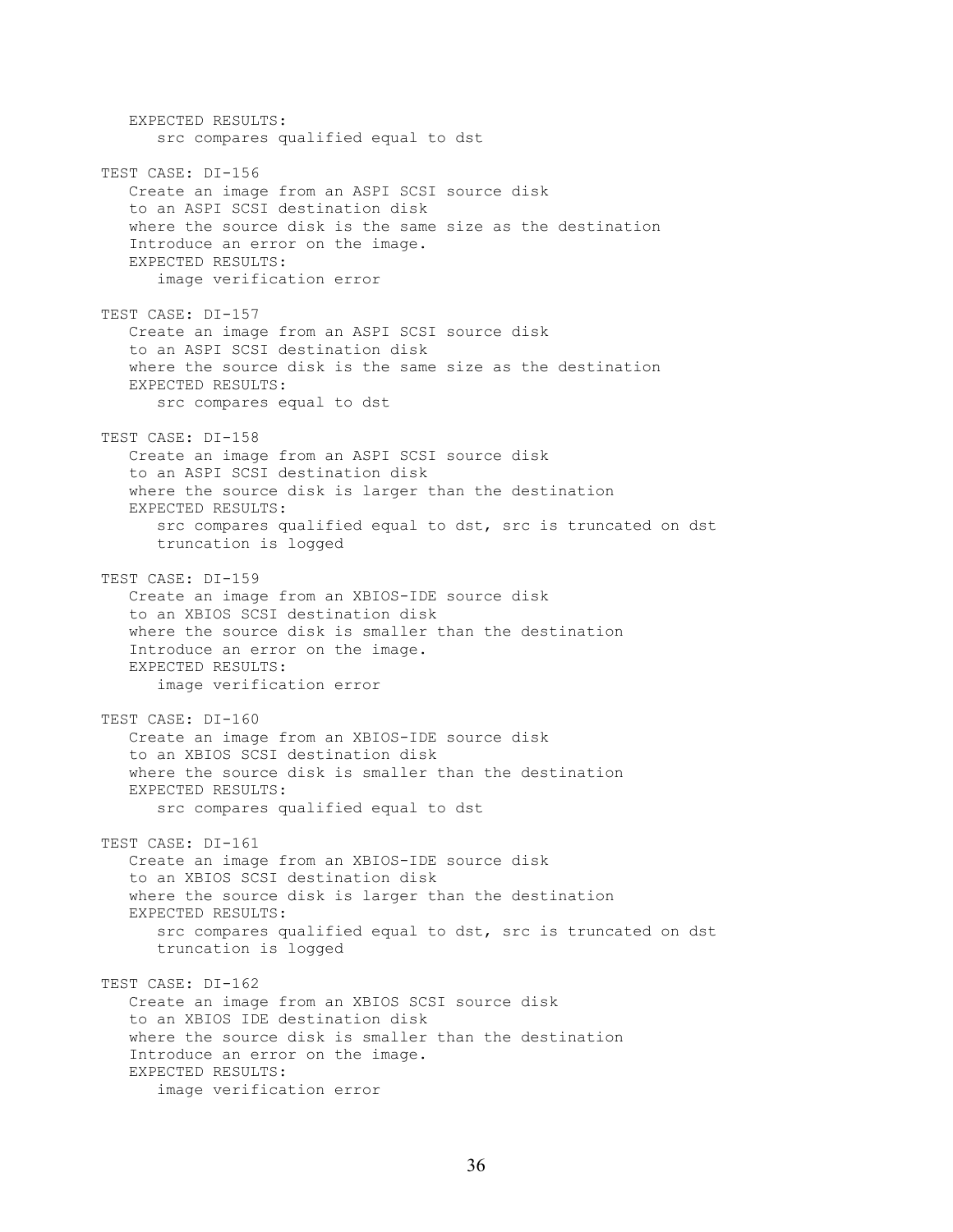```
   EXPECTED RESULTS:
      src compares qualified equal to dst

TEST CASE: DI-156
   Create an image from an ASPI SCSI source disk
   to an ASPI SCSI destination disk
   where the source disk is the same size as the destination
   Introduce an error on the image.
   EXPECTED RESULTS:
      image verification error

TEST CASE: DI-157
   Create an image from an ASPI SCSI source disk
   to an ASPI SCSI destination disk
   where the source disk is the same size as the destination
   EXPECTED RESULTS:
      src compares equal to dst

TEST CASE: DI-158
   Create an image from an ASPI SCSI source disk
   to an ASPI SCSI destination disk
   where the source disk is larger than the destination
   EXPECTED RESULTS:
      src compares qualified equal to dst, src is truncated on dst
      truncation is logged

TEST CASE: DI-159
   Create an image from an XBIOS-IDE source disk
   to an XBIOS SCSI destination disk
   where the source disk is smaller than the destination
   Introduce an error on the image.
   EXPECTED RESULTS:
      image verification error

TEST CASE: DI-160
   Create an image from an XBIOS-IDE source disk
   to an XBIOS SCSI destination disk
   where the source disk is smaller than the destination
   EXPECTED RESULTS:
      src compares qualified equal to dst

TEST CASE: DI-161
   Create an image from an XBIOS-IDE source disk
   to an XBIOS SCSI destination disk
   where the source disk is larger than the destination
   EXPECTED RESULTS:
      src compares qualified equal to dst, src is truncated on dst
      truncation is logged

TEST CASE: DI-162
   Create an image from an XBIOS SCSI source disk
   to an XBIOS IDE destination disk
   where the source disk is smaller than the destination
   Introduce an error on the image.
   EXPECTED RESULTS:
      image verification error
```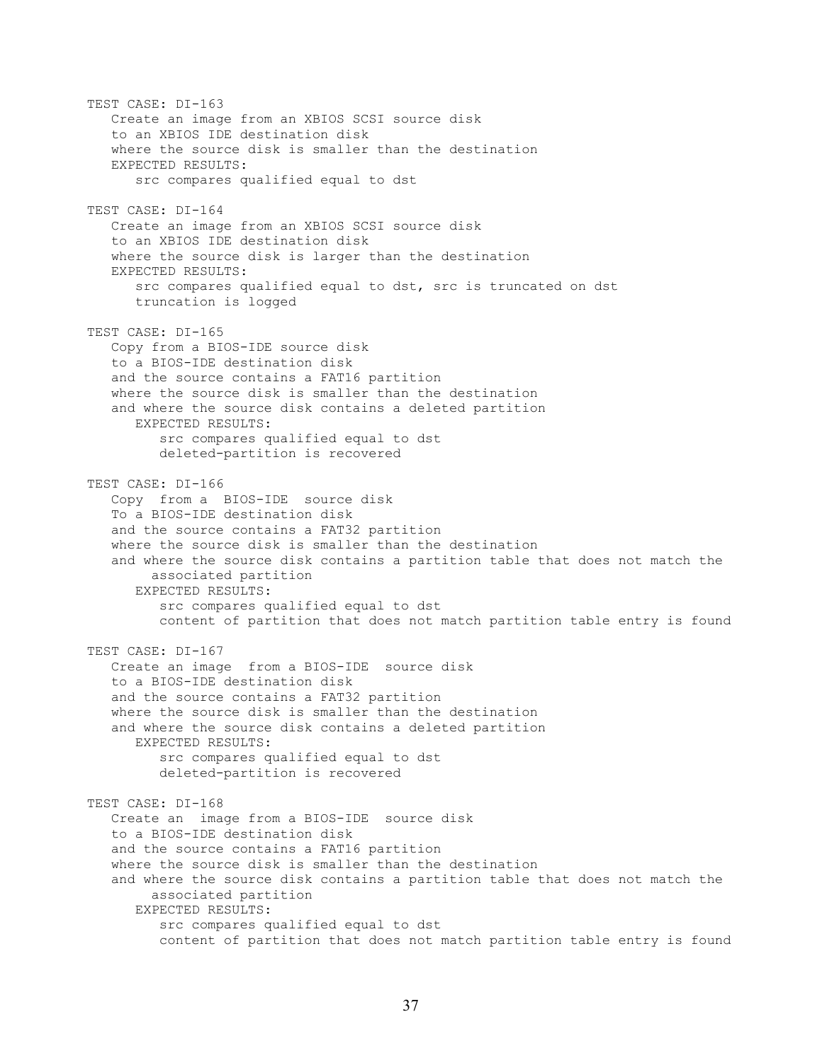```
TEST CASE: DI-163
   Create an image from an XBIOS SCSI source disk
   to an XBIOS IDE destination disk
   where the source disk is smaller than the destination
   EXPECTED RESULTS:
      src compares qualified equal to dst

TEST CASE: DI-164
   Create an image from an XBIOS SCSI source disk
   to an XBIOS IDE destination disk
   where the source disk is larger than the destination
   EXPECTED RESULTS:
      src compares qualified equal to dst, src is truncated on dst
      truncation is logged

TEST CASE: DI-165
   Copy from a BIOS-IDE source disk
   to a BIOS-IDE destination disk
   and the source contains a FAT16 partition
   where the source disk is smaller than the destination
   and where the source disk contains a deleted partition
      EXPECTED RESULTS:
         src compares qualified equal to dst
         deleted-partition is recovered

TEST CASE: DI-166
   Copy  from a  BIOS-IDE  source disk
   To a BIOS-IDE destination disk
   and the source contains a FAT32 partition
   where the source disk is smaller than the destination
   and where the source disk contains a partition table that does not match the
        associated partition
      EXPECTED RESULTS:
         src compares qualified equal to dst
         content of partition that does not match partition table entry is found

TEST CASE: DI-167
   Create an image  from a BIOS-IDE  source disk
   to a BIOS-IDE destination disk
   and the source contains a FAT32 partition
   where the source disk is smaller than the destination
   and where the source disk contains a deleted partition
      EXPECTED RESULTS:
         src compares qualified equal to dst
         deleted-partition is recovered

TEST CASE: DI-168
   Create an  image from a BIOS-IDE  source disk
   to a BIOS-IDE destination disk
   and the source contains a FAT16 partition
   where the source disk is smaller than the destination
   and where the source disk contains a partition table that does not match the
        associated partition
      EXPECTED RESULTS:
         src compares qualified equal to dst
         content of partition that does not match partition table entry is found
```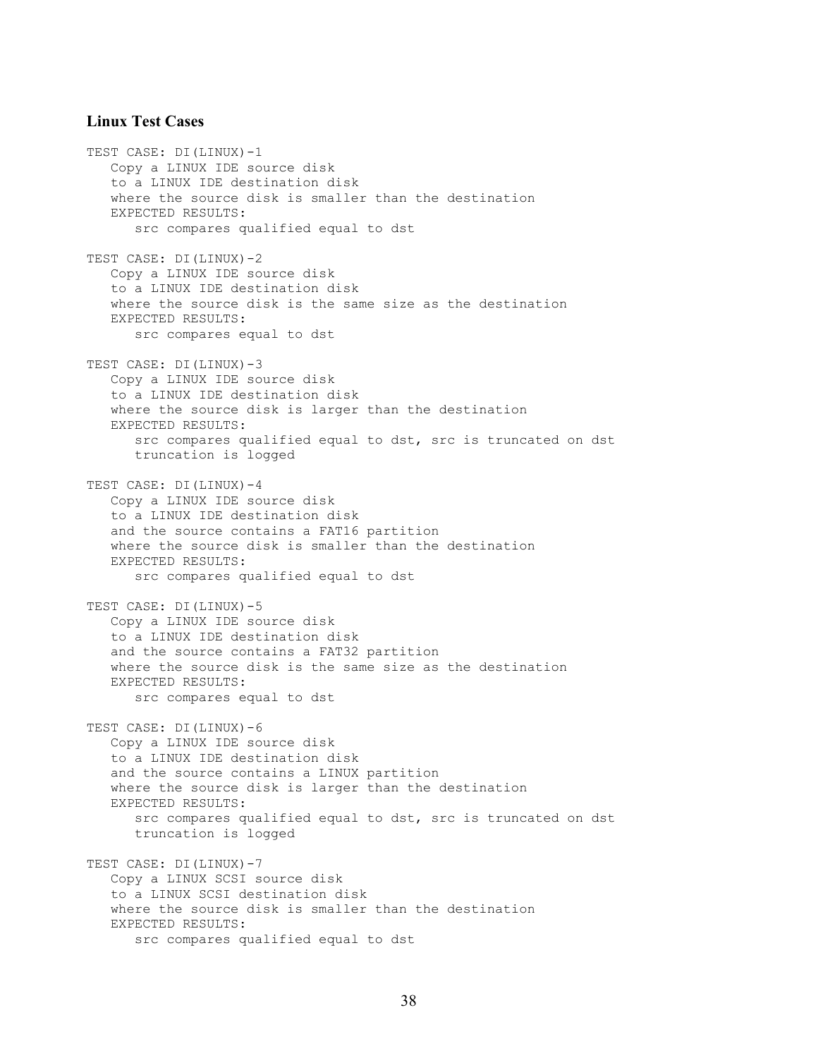### Linux Test Cases

```
TEST CASE: DI(LINUX)-1
   Copy a LINUX IDE source disk
   to a LINUX IDE destination disk
   where the source disk is smaller than the destination
   EXPECTED RESULTS:
      src compares qualified equal to dst

TEST CASE: DI(LINUX)-2
   Copy a LINUX IDE source disk
   to a LINUX IDE destination disk
   where the source disk is the same size as the destination
   EXPECTED RESULTS:
      src compares equal to dst

TEST CASE: DI(LINUX)-3
   Copy a LINUX IDE source disk
   to a LINUX IDE destination disk
   where the source disk is larger than the destination
   EXPECTED RESULTS:
      src compares qualified equal to dst, src is truncated on dst
      truncation is logged

TEST CASE: DI(LINUX)-4
   Copy a LINUX IDE source disk
   to a LINUX IDE destination disk
   and the source contains a FAT16 partition
   where the source disk is smaller than the destination
   EXPECTED RESULTS:
      src compares qualified equal to dst

TEST CASE: DI(LINUX)-5
   Copy a LINUX IDE source disk
   to a LINUX IDE destination disk
   and the source contains a FAT32 partition
   where the source disk is the same size as the destination
   EXPECTED RESULTS:
      src compares equal to dst

TEST CASE: DI(LINUX)-6
   Copy a LINUX IDE source disk
   to a LINUX IDE destination disk
   and the source contains a LINUX partition
   where the source disk is larger than the destination
   EXPECTED RESULTS:
      src compares qualified equal to dst, src is truncated on dst
      truncation is logged

TEST CASE: DI(LINUX)-7
   Copy a LINUX SCSI source disk
   to a LINUX SCSI destination disk
   where the source disk is smaller than the destination
   EXPECTED RESULTS:
      src compares qualified equal to dst
```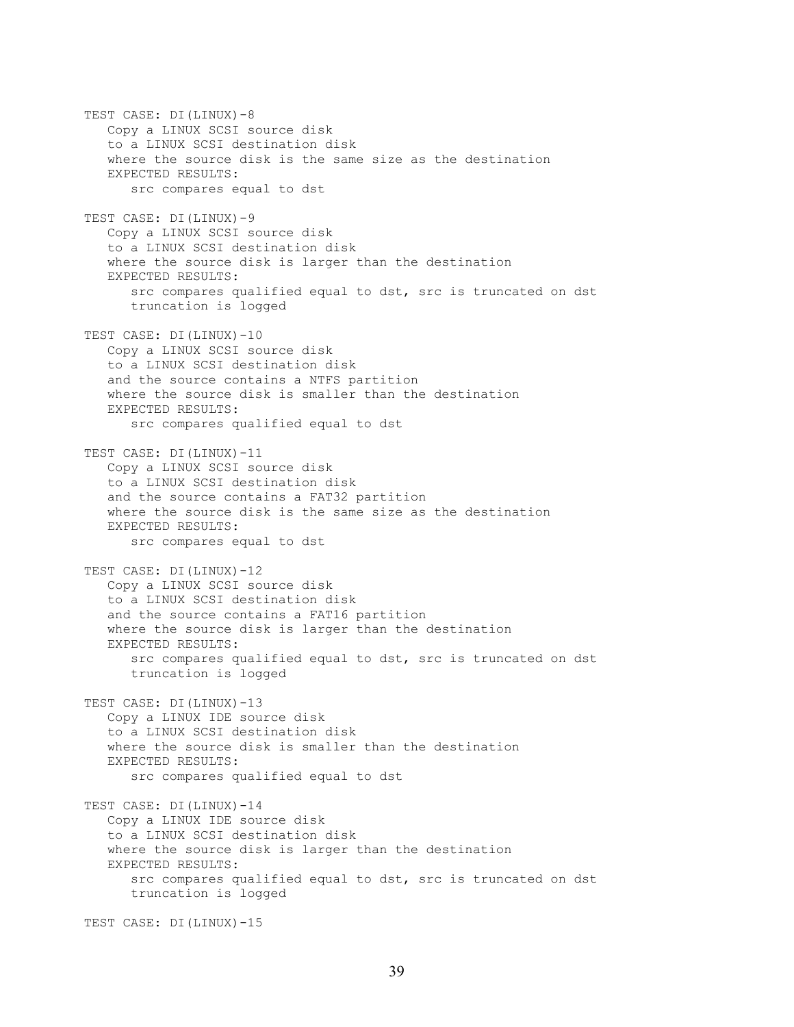```
TEST CASE: DI(LINUX)-8
   Copy a LINUX SCSI source disk
   to a LINUX SCSI destination disk
   where the source disk is the same size as the destination
   EXPECTED RESULTS:
      src compares equal to dst

TEST CASE: DI(LINUX)-9
   Copy a LINUX SCSI source disk
   to a LINUX SCSI destination disk
   where the source disk is larger than the destination
   EXPECTED RESULTS:
      src compares qualified equal to dst, src is truncated on dst
      truncation is logged

TEST CASE: DI(LINUX)-10
   Copy a LINUX SCSI source disk
   to a LINUX SCSI destination disk
   and the source contains a NTFS partition
   where the source disk is smaller than the destination
   EXPECTED RESULTS:
      src compares qualified equal to dst

TEST CASE: DI(LINUX)-11
   Copy a LINUX SCSI source disk
   to a LINUX SCSI destination disk
   and the source contains a FAT32 partition
   where the source disk is the same size as the destination
   EXPECTED RESULTS:
      src compares equal to dst

TEST CASE: DI(LINUX)-12
   Copy a LINUX SCSI source disk
   to a LINUX SCSI destination disk
   and the source contains a FAT16 partition
   where the source disk is larger than the destination
   EXPECTED RESULTS:
      src compares qualified equal to dst, src is truncated on dst
      truncation is logged

TEST CASE: DI(LINUX)-13
   Copy a LINUX IDE source disk
   to a LINUX SCSI destination disk
   where the source disk is smaller than the destination
   EXPECTED RESULTS:
      src compares qualified equal to dst

TEST CASE: DI(LINUX)-14
   Copy a LINUX IDE source disk
   to a LINUX SCSI destination disk
   where the source disk is larger than the destination
   EXPECTED RESULTS:
      src compares qualified equal to dst, src is truncated on dst
      truncation is logged

TEST CASE: DI(LINUX)-15
```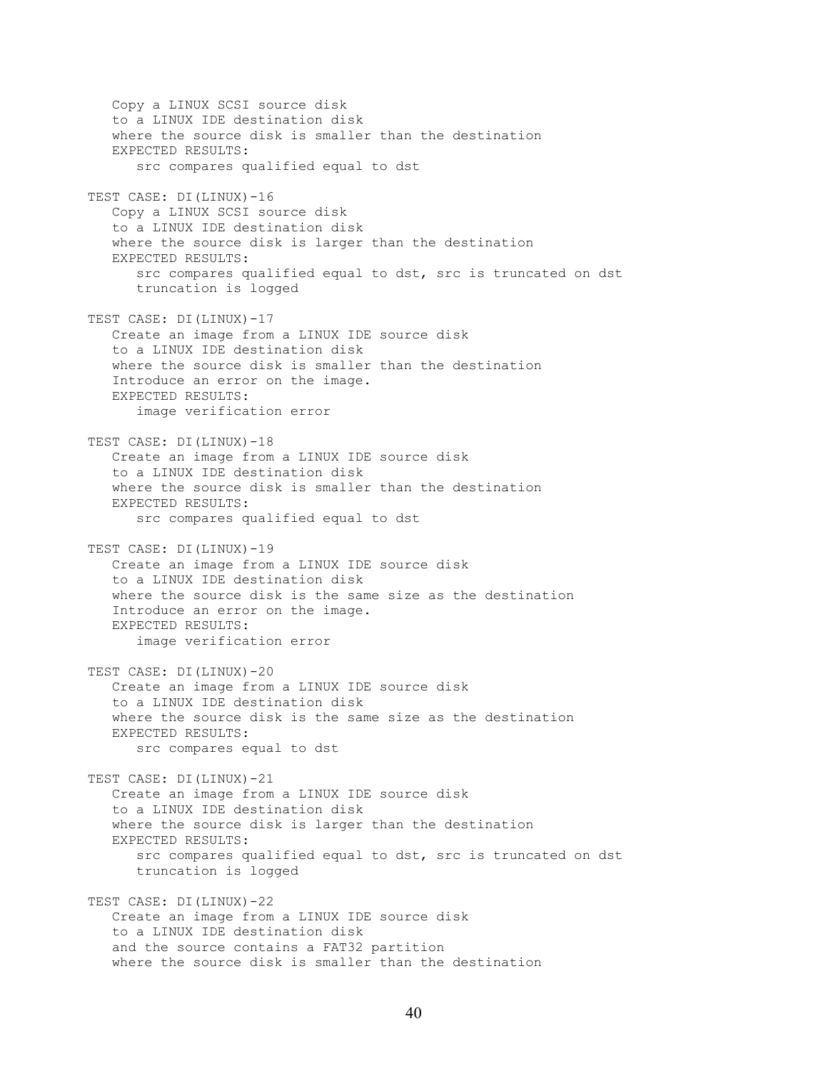```
   Copy a LINUX SCSI source disk
   to a LINUX IDE destination disk
   where the source disk is smaller than the destination
   EXPECTED RESULTS:
      src compares qualified equal to dst

TEST CASE: DI(LINUX)-16
   Copy a LINUX SCSI source disk
   to a LINUX IDE destination disk
   where the source disk is larger than the destination
   EXPECTED RESULTS:
      src compares qualified equal to dst, src is truncated on dst
      truncation is logged

TEST CASE: DI(LINUX)-17
   Create an image from a LINUX IDE source disk
   to a LINUX IDE destination disk
   where the source disk is smaller than the destination
   Introduce an error on the image.
   EXPECTED RESULTS:
      image verification error

TEST CASE: DI(LINUX)-18
   Create an image from a LINUX IDE source disk
   to a LINUX IDE destination disk
   where the source disk is smaller than the destination
   EXPECTED RESULTS:
      src compares qualified equal to dst

TEST CASE: DI(LINUX)-19
   Create an image from a LINUX IDE source disk
   to a LINUX IDE destination disk
   where the source disk is the same size as the destination
   Introduce an error on the image.
   EXPECTED RESULTS:
      image verification error

TEST CASE: DI(LINUX)-20
   Create an image from a LINUX IDE source disk
   to a LINUX IDE destination disk
   where the source disk is the same size as the destination
   EXPECTED RESULTS:
      src compares equal to dst

TEST CASE: DI(LINUX)-21
   Create an image from a LINUX IDE source disk
   to a LINUX IDE destination disk
   where the source disk is larger than the destination
   EXPECTED RESULTS:
      src compares qualified equal to dst, src is truncated on dst
      truncation is logged

TEST CASE: DI(LINUX)-22
   Create an image from a LINUX IDE source disk
   to a LINUX IDE destination disk
   and the source contains a FAT32 partition
   where the source disk is smaller than the destination
```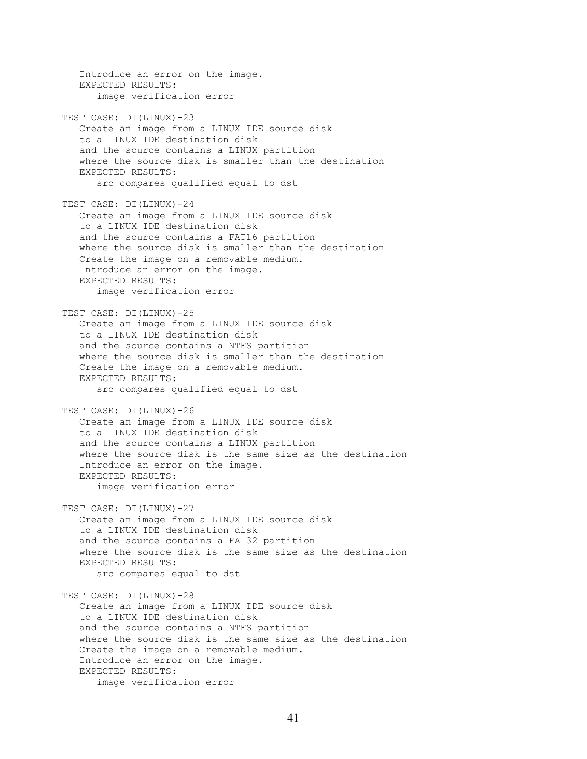```
   Introduce an error on the image.
   EXPECTED RESULTS:
      image verification error

TEST CASE: DI(LINUX)-23
   Create an image from a LINUX IDE source disk
   to a LINUX IDE destination disk
   and the source contains a LINUX partition
   where the source disk is smaller than the destination
   EXPECTED RESULTS:
      src compares qualified equal to dst

TEST CASE: DI(LINUX)-24
   Create an image from a LINUX IDE source disk
   to a LINUX IDE destination disk
   and the source contains a FAT16 partition
   where the source disk is smaller than the destination
   Create the image on a removable medium.
   Introduce an error on the image.
   EXPECTED RESULTS:
      image verification error

TEST CASE: DI(LINUX)-25
   Create an image from a LINUX IDE source disk
   to a LINUX IDE destination disk
   and the source contains a NTFS partition
   where the source disk is smaller than the destination
   Create the image on a removable medium.
   EXPECTED RESULTS:
      src compares qualified equal to dst

TEST CASE: DI(LINUX)-26
   Create an image from a LINUX IDE source disk
   to a LINUX IDE destination disk
   and the source contains a LINUX partition
   where the source disk is the same size as the destination
   Introduce an error on the image.
   EXPECTED RESULTS:
      image verification error

TEST CASE: DI(LINUX)-27
   Create an image from a LINUX IDE source disk
   to a LINUX IDE destination disk
   and the source contains a FAT32 partition
   where the source disk is the same size as the destination
   EXPECTED RESULTS:
      src compares equal to dst

TEST CASE: DI(LINUX)-28
   Create an image from a LINUX IDE source disk
   to a LINUX IDE destination disk
   and the source contains a NTFS partition
   where the source disk is the same size as the destination
   Create the image on a removable medium.
   Introduce an error on the image.
   EXPECTED RESULTS:
      image verification error
```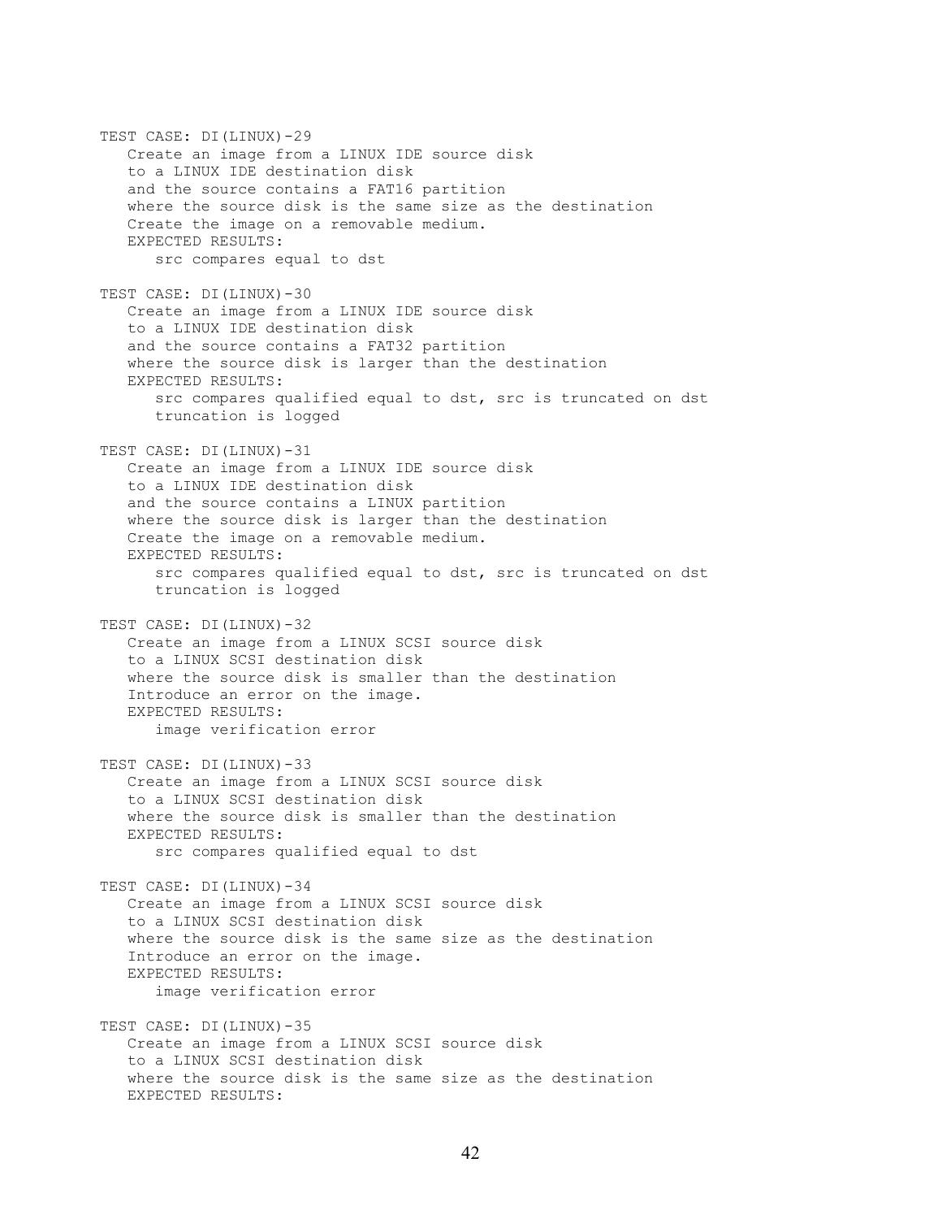```
TEST CASE: DI(LINUX)-29
   Create an image from a LINUX IDE source disk
   to a LINUX IDE destination disk
   and the source contains a FAT16 partition
   where the source disk is the same size as the destination
   Create the image on a removable medium.
   EXPECTED RESULTS:
      src compares equal to dst

TEST CASE: DI(LINUX)-30
   Create an image from a LINUX IDE source disk
   to a LINUX IDE destination disk
   and the source contains a FAT32 partition
   where the source disk is larger than the destination
   EXPECTED RESULTS:
      src compares qualified equal to dst, src is truncated on dst
      truncation is logged

TEST CASE: DI(LINUX)-31
   Create an image from a LINUX IDE source disk
   to a LINUX IDE destination disk
   and the source contains a LINUX partition
   where the source disk is larger than the destination
   Create the image on a removable medium.
   EXPECTED RESULTS:
      src compares qualified equal to dst, src is truncated on dst
      truncation is logged

TEST CASE: DI(LINUX)-32
   Create an image from a LINUX SCSI source disk
   to a LINUX SCSI destination disk
   where the source disk is smaller than the destination
   Introduce an error on the image.
   EXPECTED RESULTS:
      image verification error

TEST CASE: DI(LINUX)-33
   Create an image from a LINUX SCSI source disk
   to a LINUX SCSI destination disk
   where the source disk is smaller than the destination
   EXPECTED RESULTS:
      src compares qualified equal to dst

TEST CASE: DI(LINUX)-34
   Create an image from a LINUX SCSI source disk
   to a LINUX SCSI destination disk
   where the source disk is the same size as the destination
   Introduce an error on the image.
   EXPECTED RESULTS:
      image verification error

TEST CASE: DI(LINUX)-35
   Create an image from a LINUX SCSI source disk
   to a LINUX SCSI destination disk
   where the source disk is the same size as the destination
   EXPECTED RESULTS:
```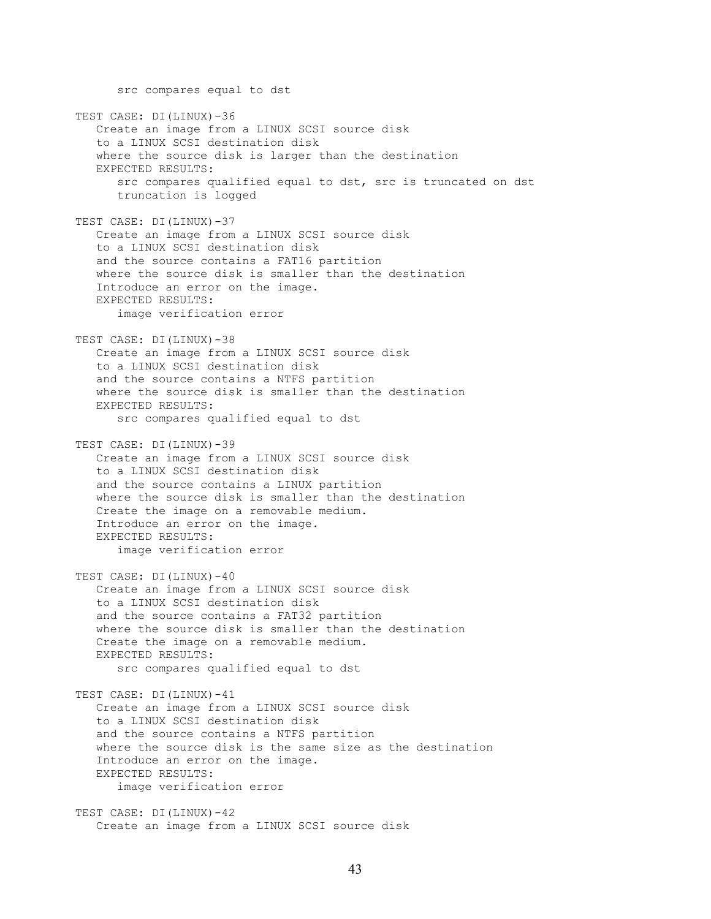src compares equal to dst

TEST CASE: DI(LINUX)-36
Create an image from a LINUX SCSI source disk
to a LINUX SCSI destination disk
where the source disk is larger than the destination
EXPECTED RESULTS:
src compares qualified equal to dst, src is truncated on dst
truncation is logged

TEST CASE: DI(LINUX)-37
Create an image from a LINUX SCSI source disk
to a LINUX SCSI destination disk
and the source contains a FAT16 partition
where the source disk is smaller than the destination
Introduce an error on the image.
EXPECTED RESULTS:
image verification error

TEST CASE: DI(LINUX)-38
Create an image from a LINUX SCSI source disk
to a LINUX SCSI destination disk
and the source contains a NTFS partition
where the source disk is smaller than the destination
EXPECTED RESULTS:
src compares qualified equal to dst

TEST CASE: DI(LINUX)-39
Create an image from a LINUX SCSI source disk
to a LINUX SCSI destination disk
and the source contains a LINUX partition
where the source disk is smaller than the destination
Create the image on a removable medium.
Introduce an error on the image.
EXPECTED RESULTS:
image verification error

TEST CASE: DI(LINUX)-40
Create an image from a LINUX SCSI source disk
to a LINUX SCSI destination disk
and the source contains a FAT32 partition
where the source disk is smaller than the destination
Create the image on a removable medium.
EXPECTED RESULTS:
src compares qualified equal to dst

TEST CASE: DI(LINUX)-41
Create an image from a LINUX SCSI source disk
to a LINUX SCSI destination disk
and the source contains a NTFS partition
where the source disk is the same size as the destination
Introduce an error on the image.
EXPECTED RESULTS:
image verification error

TEST CASE: DI(LINUX)-42
Create an image from a LINUX SCSI source disk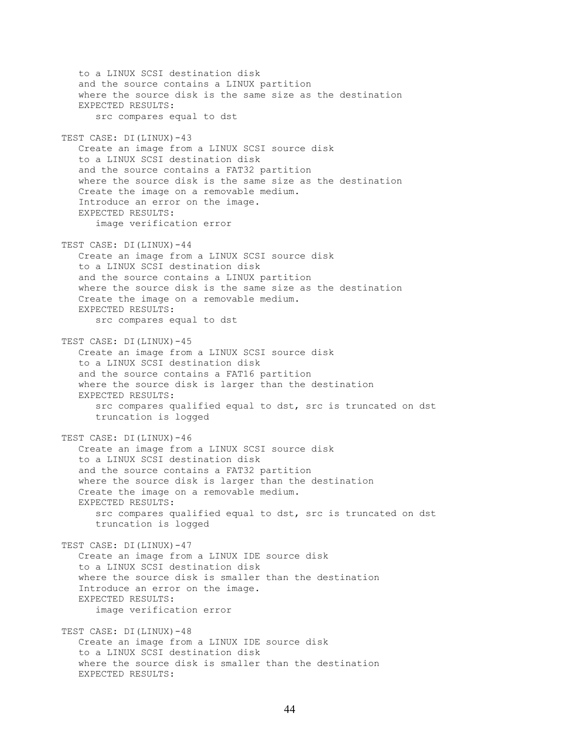```
   to a LINUX SCSI destination disk
   and the source contains a LINUX partition
   where the source disk is the same size as the destination
   EXPECTED RESULTS:
      src compares equal to dst

TEST CASE: DI(LINUX)-43
   Create an image from a LINUX SCSI source disk
   to a LINUX SCSI destination disk
   and the source contains a FAT32 partition
   where the source disk is the same size as the destination
   Create the image on a removable medium.
   Introduce an error on the image.
   EXPECTED RESULTS:
      image verification error

TEST CASE: DI(LINUX)-44
   Create an image from a LINUX SCSI source disk
   to a LINUX SCSI destination disk
   and the source contains a LINUX partition
   where the source disk is the same size as the destination
   Create the image on a removable medium.
   EXPECTED RESULTS:
      src compares equal to dst

TEST CASE: DI(LINUX)-45
   Create an image from a LINUX SCSI source disk
   to a LINUX SCSI destination disk
   and the source contains a FAT16 partition
   where the source disk is larger than the destination
   EXPECTED RESULTS:
      src compares qualified equal to dst, src is truncated on dst
      truncation is logged

TEST CASE: DI(LINUX)-46
   Create an image from a LINUX SCSI source disk
   to a LINUX SCSI destination disk
   and the source contains a FAT32 partition
   where the source disk is larger than the destination
   Create the image on a removable medium.
   EXPECTED RESULTS:
      src compares qualified equal to dst, src is truncated on dst
      truncation is logged

TEST CASE: DI(LINUX)-47
   Create an image from a LINUX IDE source disk
   to a LINUX SCSI destination disk
   where the source disk is smaller than the destination
   Introduce an error on the image.
   EXPECTED RESULTS:
      image verification error

TEST CASE: DI(LINUX)-48
   Create an image from a LINUX IDE source disk
   to a LINUX SCSI destination disk
   where the source disk is smaller than the destination
   EXPECTED RESULTS:
```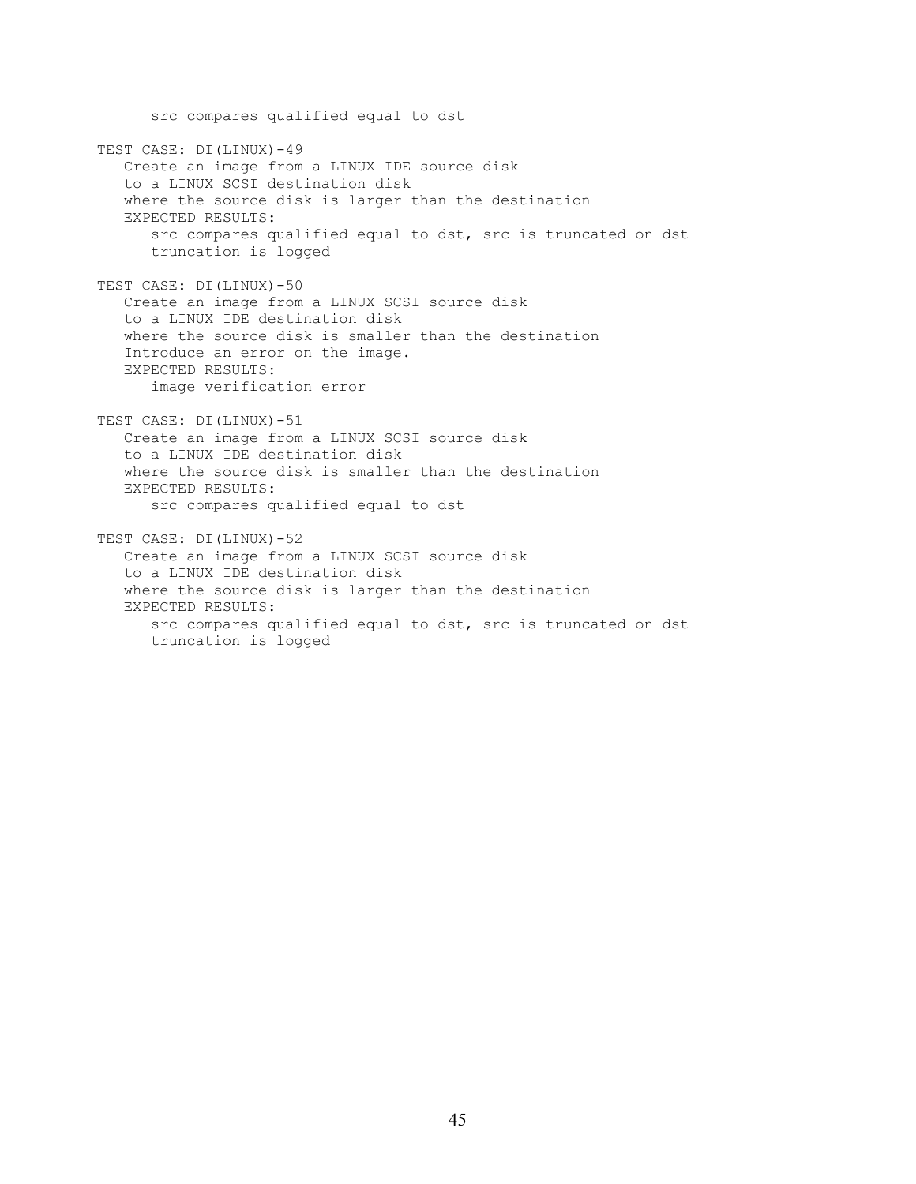```
      src compares qualified equal to dst

TEST CASE: DI(LINUX)-49
   Create an image from a LINUX IDE source disk
   to a LINUX SCSI destination disk
   where the source disk is larger than the destination
   EXPECTED RESULTS:
      src compares qualified equal to dst, src is truncated on dst
      truncation is logged

TEST CASE: DI(LINUX)-50
   Create an image from a LINUX SCSI source disk
   to a LINUX IDE destination disk
   where the source disk is smaller than the destination
   Introduce an error on the image.
   EXPECTED RESULTS:
      image verification error

TEST CASE: DI(LINUX)-51
   Create an image from a LINUX SCSI source disk
   to a LINUX IDE destination disk
   where the source disk is smaller than the destination
   EXPECTED RESULTS:
      src compares qualified equal to dst

TEST CASE: DI(LINUX)-52
   Create an image from a LINUX SCSI source disk
   to a LINUX IDE destination disk
   where the source disk is larger than the destination
   EXPECTED RESULTS:
      src compares qualified equal to dst, src is truncated on dst
      truncation is logged
```